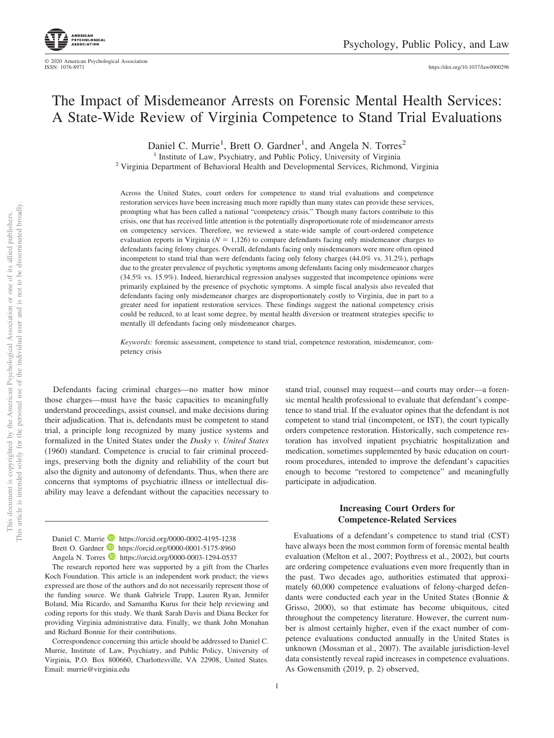# The Impact of Misdemeanor Arrests on Forensic Mental Health Services: A State-Wide Review of Virginia Competence to Stand Trial Evaluations

Daniel C. Murrie[1], Brett O. Gardner[1], and Angela N. Torres[2]

[1] Institute of Law, Psychiatry, and Public Policy, University of Virginia
[2] Virginia Department of Behavioral Health and Developmental Services, Richmond, Virginia

Across the United States, court orders for competence to stand trial evaluations and competence restoration services have been increasing much more rapidly than many states can provide these services, prompting what has been called a national "competency crisis." Though many factors contribute to this crisis, one that has received little attention is the potentially disproportionate role of misdemeanor arrests on competency services. Therefore, we reviewed a state-wide sample of court-ordered competence evaluation reports in Virginia ($N = 1,126$) to compare defendants facing only misdemeanor charges to defendants facing felony charges. Overall, defendants facing only misdemeanors were more often opined incompetent to stand trial than were defendants facing only felony charges (44.0% vs. 31.2%), perhaps due to the greater prevalence of psychotic symptoms among defendants facing only misdemeanor charges (34.5% vs. 15.9%). Indeed, hierarchical regression analyses suggested that incompetence opinions were primarily explained by the presence of psychotic symptoms. A simple fiscal analysis also revealed that defendants facing only misdemeanor charges are disproportionately costly to Virginia, due in part to a greater need for inpatient restoration services. These findings suggest the national competency crisis could be reduced, to at least some degree, by mental health diversion or treatment strategies specific to mentally ill defendants facing only misdemeanor charges.

*Keywords:* forensic assessment, competence to stand trial, competence restoration, misdemeanor, competency crisis

Defendants facing criminal charges—no matter how minor those charges—must have the basic capacities to meaningfully understand proceedings, assist counsel, and make decisions during their adjudication. That is, defendants must be competent to stand trial, a principle long recognized by many justice systems and formalized in the United States under the *Dusky v. United States* (1960) standard. Competence is crucial to fair criminal proceedings, preserving both the dignity and reliability of the court but also the dignity and autonomy of defendants. Thus, when there are concerns that symptoms of psychiatric illness or intellectual disability may leave a defendant without the capacities necessary to stand trial, counsel may request—and courts may order—a forensic mental health professional to evaluate that defendant's competence to stand trial. If the evaluator opines that the defendant is not competent to stand trial (incompetent, or IST), the court typically orders competence restoration. Historically, such competence restoration has involved inpatient psychiatric hospitalization and medication, sometimes supplemented by basic education on courtroom procedures, intended to improve the defendant's capacities enough to become "restored to competence" and meaningfully participate in adjudication.

## Increasing Court Orders for Competence-Related Services

Evaluations of a defendant's competence to stand trial (CST) have always been the most common form of forensic mental health evaluation (Melton et al., 2007; Poythress et al., 2002), but courts are ordering competence evaluations even more frequently than in the past. Two decades ago, authorities estimated that approximately 60,000 competence evaluations of felony-charged defendants were conducted each year in the United States (Bonnie & Grisso, 2000), so that estimate has become ubiquitous, cited throughout the competency literature. However, the current number is almost certainly higher, even if the exact number of competence evaluations conducted annually in the United States is unknown (Mossman et al., 2007). The available jurisdiction-level data consistently reveal rapid increases in competence evaluations. As Gowensmith (2019, p. 2) observed,

---

Daniel C. Murrie https://orcid.org/0000-0002-4195-1238
Brett O. Gardner https://orcid.org/0000-0001-5175-8960
Angela N. Torres https://orcid.org/0000-0003-1294-0537

The research reported here was supported by a gift from the Charles Koch Foundation. This article is an independent work product; the views expressed are those of the authors and do not necessarily represent those of the funding source. We thank Gabriele Trupp, Lauren Ryan, Jennifer Boland, Mia Ricardo, and Samantha Kurus for their help reviewing and coding reports for this study. We thank Sarah Davis and Diana Becker for providing Virginia administrative data. Finally, we thank John Monahan and Richard Bonnie for their contributions.

Correspondence concerning this article should be addressed to Daniel C. Murrie, Institute of Law, Psychiatry, and Public Policy, University of Virginia, P.O. Box 800660, Charlottesville, VA 22908, United States. Email: murrie@virginia.edu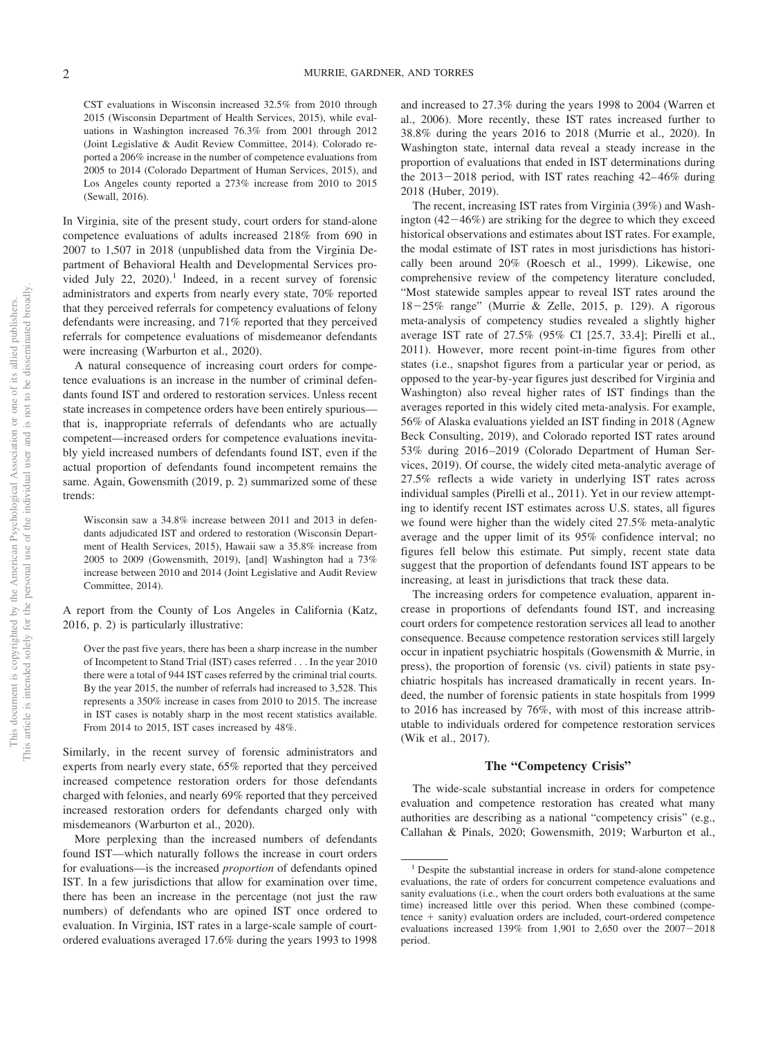> CST evaluations in Wisconsin increased 32.5% from 2010 through 2015 (Wisconsin Department of Health Services, 2015), while evaluations in Washington increased 76.3% from 2001 through 2012 (Joint Legislative & Audit Review Committee, 2014). Colorado reported a 206% increase in the number of competence evaluations from 2005 to 2014 (Colorado Department of Human Services, 2015), and Los Angeles county reported a 273% increase from 2010 to 2015 (Sewall, 2016).

In Virginia, site of the present study, court orders for stand-alone competence evaluations of adults increased 218% from 690 in 2007 to 1,507 in 2018 (unpublished data from the Virginia Department of Behavioral Health and Developmental Services provided July 22, 2020).[1] Indeed, in a recent survey of forensic administrators and experts from nearly every state, 70% reported that they perceived referrals for competency evaluations of felony defendants were increasing, and 71% reported that they perceived referrals for competence evaluations of misdemeanor defendants were increasing (Warburton et al., 2020).

A natural consequence of increasing court orders for competence evaluations is an increase in the number of criminal defendants found IST and ordered to restoration services. Unless recent state increases in competence orders have been entirely spurious—that is, inappropriate referrals of defendants who are actually competent—increased orders for competence evaluations inevitably yield increased numbers of defendants found IST, even if the actual proportion of defendants found incompetent remains the same. Again, Gowensmith (2019, p. 2) summarized some of these trends:

> Wisconsin saw a 34.8% increase between 2011 and 2013 in defendants adjudicated IST and ordered to restoration (Wisconsin Department of Health Services, 2015), Hawaii saw a 35.8% increase from 2005 to 2009 (Gowensmith, 2019), [and] Washington had a 73% increase between 2010 and 2014 (Joint Legislative and Audit Review Committee, 2014).

A report from the County of Los Angeles in California (Katz, 2016, p. 2) is particularly illustrative:

> Over the past five years, there has been a sharp increase in the number of Incompetent to Stand Trial (IST) cases referred . . . In the year 2010 there were a total of 944 IST cases referred by the criminal trial courts. By the year 2015, the number of referrals had increased to 3,528. This represents a 350% increase in cases from 2010 to 2015. The increase in IST cases is notably sharp in the most recent statistics available. From 2014 to 2015, IST cases increased by 48%.

Similarly, in the recent survey of forensic administrators and experts from nearly every state, 65% reported that they perceived increased competence restoration orders for those defendants charged with felonies, and nearly 69% reported that they perceived increased restoration orders for defendants charged only with misdemeanors (Warburton et al., 2020).

More perplexing than the increased numbers of defendants found IST—which naturally follows the increase in court orders for evaluations—is the increased *proportion* of defendants opined IST. In a few jurisdictions that allow for examination over time, there has been an increase in the percentage (not just the raw numbers) of defendants who are opined IST once ordered to evaluation. In Virginia, IST rates in a large-scale sample of court-ordered evaluations averaged 17.6% during the years 1993 to 1998 and increased to 27.3% during the years 1998 to 2004 (Warren et al., 2006). More recently, these IST rates increased further to 38.8% during the years 2016 to 2018 (Murrie et al., 2020). In Washington state, internal data reveal a steady increase in the proportion of evaluations that ended in IST determinations during the 2013−2018 period, with IST rates reaching 42–46% during 2018 (Huber, 2019).

The recent, increasing IST rates from Virginia (39%) and Washington (42−46%) are striking for the degree to which they exceed historical observations and estimates about IST rates. For example, the modal estimate of IST rates in most jurisdictions has historically been around 20% (Roesch et al., 1999). Likewise, one comprehensive review of the competency literature concluded, "Most statewide samples appear to reveal IST rates around the 18−25% range" (Murrie & Zelle, 2015, p. 129). A rigorous meta-analysis of competency studies revealed a slightly higher average IST rate of 27.5% (95% CI [25.7, 33.4]; Pirelli et al., 2011). However, more recent point-in-time figures from other states (i.e., snapshot figures from a particular year or period, as opposed to the year-by-year figures just described for Virginia and Washington) also reveal higher rates of IST findings than the averages reported in this widely cited meta-analysis. For example, 56% of Alaska evaluations yielded an IST finding in 2018 (Agnew Beck Consulting, 2019), and Colorado reported IST rates around 53% during 2016–2019 (Colorado Department of Human Services, 2019). Of course, the widely cited meta-analytic average of 27.5% reflects a wide variety in underlying IST rates across individual samples (Pirelli et al., 2011). Yet in our review attempting to identify recent IST estimates across U.S. states, all figures we found were higher than the widely cited 27.5% meta-analytic average and the upper limit of its 95% confidence interval; no figures fell below this estimate. Put simply, recent state data suggest that the proportion of defendants found IST appears to be increasing, at least in jurisdictions that track these data.

The increasing orders for competence evaluation, apparent increase in proportions of defendants found IST, and increasing court orders for competence restoration services all lead to another consequence. Because competence restoration services still largely occur in inpatient psychiatric hospitals (Gowensmith & Murrie, in press), the proportion of forensic (vs. civil) patients in state psychiatric hospitals has increased dramatically in recent years. Indeed, the number of forensic patients in state hospitals from 1999 to 2016 has increased by 76%, with most of this increase attributable to individuals ordered for competence restoration services (Wik et al., 2017).

## The "Competency Crisis"

The wide-scale substantial increase in orders for competence evaluation and competence restoration has created what many authorities are describing as a national "competency crisis" (e.g., Callahan & Pinals, 2020; Gowensmith, 2019; Warburton et al.,

---

[1] Despite the substantial increase in orders for stand-alone competence evaluations, the rate of orders for concurrent competence evaluations and sanity evaluations (i.e., when the court orders both evaluations at the same time) increased little over this period. When these combined (competence + sanity) evaluation orders are included, court-ordered competence evaluations increased 139% from 1,901 to 2,650 over the 2007−2018 period.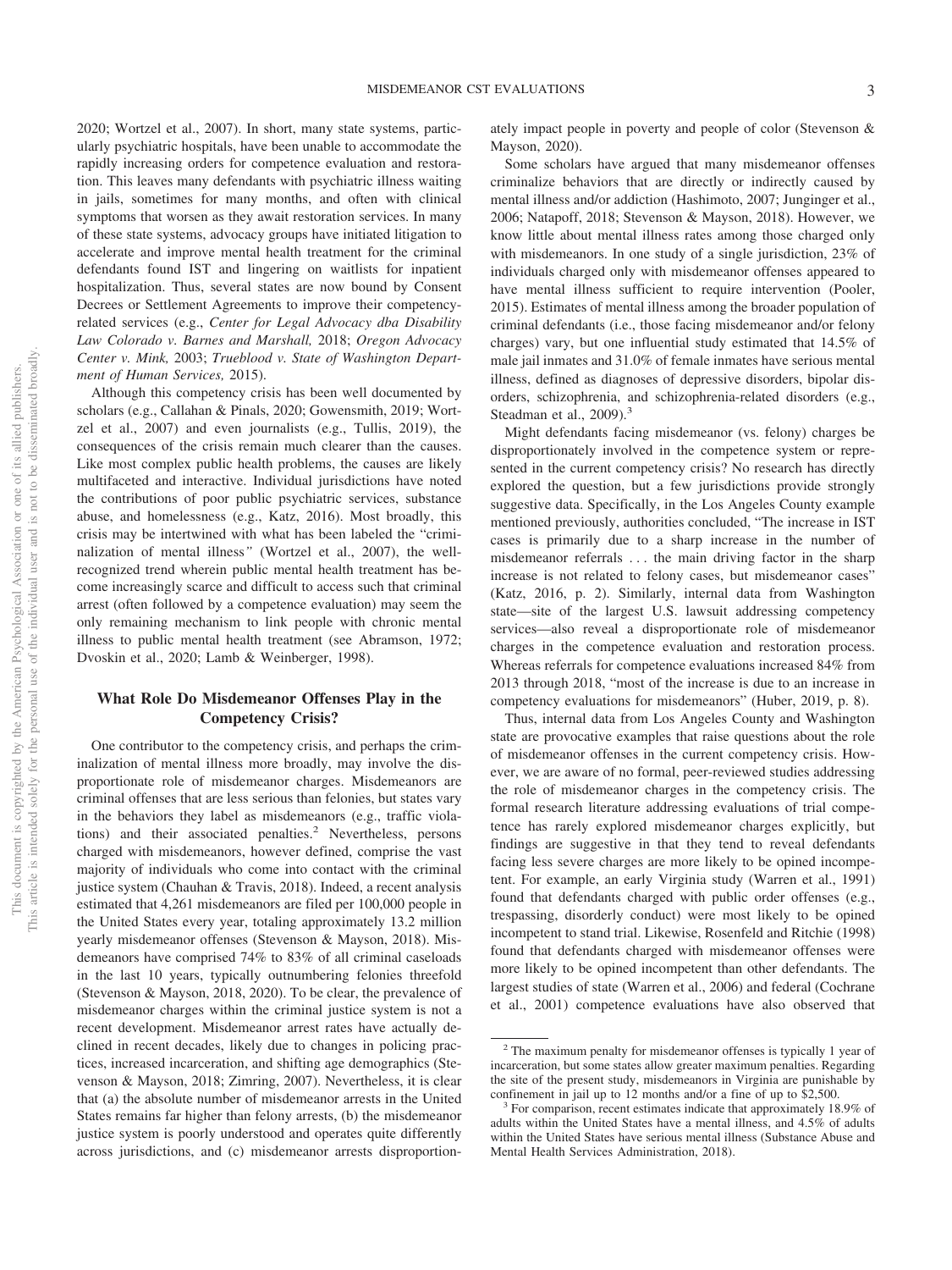2020; Wortzel et al., 2007). In short, many state systems, particularly psychiatric hospitals, have been unable to accommodate the rapidly increasing orders for competence evaluation and restoration. This leaves many defendants with psychiatric illness waiting in jails, sometimes for many months, and often with clinical symptoms that worsen as they await restoration services. In many of these state systems, advocacy groups have initiated litigation to accelerate and improve mental health treatment for the criminal defendants found IST and lingering on waitlists for inpatient hospitalization. Thus, several states are now bound by Consent Decrees or Settlement Agreements to improve their competency-related services (e.g., *Center for Legal Advocacy dba Disability Law Colorado v. Barnes and Marshall,* 2018; *Oregon Advocacy Center v. Mink,* 2003; *Trueblood v. State of Washington Department of Human Services,* 2015).

Although this competency crisis has been well documented by scholars (e.g., Callahan & Pinals, 2020; Gowensmith, 2019; Wortzel et al., 2007) and even journalists (e.g., Tullis, 2019), the consequences of the crisis remain much clearer than the causes. Like most complex public health problems, the causes are likely multifaceted and interactive. Individual jurisdictions have noted the contributions of poor public psychiatric services, substance abuse, and homelessness (e.g., Katz, 2016). Most broadly, this crisis may be intertwined with what has been labeled the "criminalization of mental illness" (Wortzel et al., 2007), the well-recognized trend wherein public mental health treatment has become increasingly scarce and difficult to access such that criminal arrest (often followed by a competence evaluation) may seem the only remaining mechanism to link people with chronic mental illness to public mental health treatment (see Abramson, 1972; Dvoskin et al., 2020; Lamb & Weinberger, 1998).

## What Role Do Misdemeanor Offenses Play in the Competency Crisis?

One contributor to the competency crisis, and perhaps the criminalization of mental illness more broadly, may involve the disproportionate role of misdemeanor charges. Misdemeanors are criminal offenses that are less serious than felonies, but states vary in the behaviors they label as misdemeanors (e.g., traffic violations) and their associated penalties.[2] Nevertheless, persons charged with misdemeanors, however defined, comprise the vast majority of individuals who come into contact with the criminal justice system (Chauhan & Travis, 2018). Indeed, a recent analysis estimated that 4,261 misdemeanors are filed per 100,000 people in the United States every year, totaling approximately 13.2 million yearly misdemeanor offenses (Stevenson & Mayson, 2018). Misdemeanors have comprised 74% to 83% of all criminal caseloads in the last 10 years, typically outnumbering felonies threefold (Stevenson & Mayson, 2018, 2020). To be clear, the prevalence of misdemeanor charges within the criminal justice system is not a recent development. Misdemeanor arrest rates have actually declined in recent decades, likely due to changes in policing practices, increased incarceration, and shifting age demographics (Stevenson & Mayson, 2018; Zimring, 2007). Nevertheless, it is clear that (a) the absolute number of misdemeanor arrests in the United States remains far higher than felony arrests, (b) the misdemeanor justice system is poorly understood and operates quite differently across jurisdictions, and (c) misdemeanor arrests disproportionately impact people in poverty and people of color (Stevenson & Mayson, 2020).

Some scholars have argued that many misdemeanor offenses criminalize behaviors that are directly or indirectly caused by mental illness and/or addiction (Hashimoto, 2007; Junginger et al., 2006; Natapoff, 2018; Stevenson & Mayson, 2018). However, we know little about mental illness rates among those charged only with misdemeanors. In one study of a single jurisdiction, 23% of individuals charged only with misdemeanor offenses appeared to have mental illness sufficient to require intervention (Pooler, 2015). Estimates of mental illness among the broader population of criminal defendants (i.e., those facing misdemeanor and/or felony charges) vary, but one influential study estimated that 14.5% of male jail inmates and 31.0% of female inmates have serious mental illness, defined as diagnoses of depressive disorders, bipolar disorders, schizophrenia, and schizophrenia-related disorders (e.g., Steadman et al., 2009).[3]

Might defendants facing misdemeanor (vs. felony) charges be disproportionately involved in the competence system or represented in the current competency crisis? No research has directly explored the question, but a few jurisdictions provide strongly suggestive data. Specifically, in the Los Angeles County example mentioned previously, authorities concluded, "The increase in IST cases is primarily due to a sharp increase in the number of misdemeanor referrals . . . the main driving factor in the sharp increase is not related to felony cases, but misdemeanor cases" (Katz, 2016, p. 2). Similarly, internal data from Washington state—site of the largest U.S. lawsuit addressing competency services—also reveal a disproportionate role of misdemeanor charges in the competence evaluation and restoration process. Whereas referrals for competence evaluations increased 84% from 2013 through 2018, "most of the increase is due to an increase in competency evaluations for misdemeanors" (Huber, 2019, p. 8).

Thus, internal data from Los Angeles County and Washington state are provocative examples that raise questions about the role of misdemeanor offenses in the current competency crisis. However, we are aware of no formal, peer-reviewed studies addressing the role of misdemeanor charges in the competency crisis. The formal research literature addressing evaluations of trial competence has rarely explored misdemeanor charges explicitly, but findings are suggestive in that they tend to reveal defendants facing less severe charges are more likely to be opined incompetent. For example, an early Virginia study (Warren et al., 1991) found that defendants charged with public order offenses (e.g., trespassing, disorderly conduct) were most likely to be opined incompetent to stand trial. Likewise, Rosenfeld and Ritchie (1998) found that defendants charged with misdemeanor offenses were more likely to be opined incompetent than other defendants. The largest studies of state (Warren et al., 2006) and federal (Cochrane et al., 2001) competence evaluations have also observed that

---

[2] The maximum penalty for misdemeanor offenses is typically 1 year of incarceration, but some states allow greater maximum penalties. Regarding the site of the present study, misdemeanors in Virginia are punishable by confinement in jail up to 12 months and/or a fine of up to $2,500.

[3] For comparison, recent estimates indicate that approximately 18.9% of adults within the United States have a mental illness, and 4.5% of adults within the United States have serious mental illness (Substance Abuse and Mental Health Services Administration, 2018).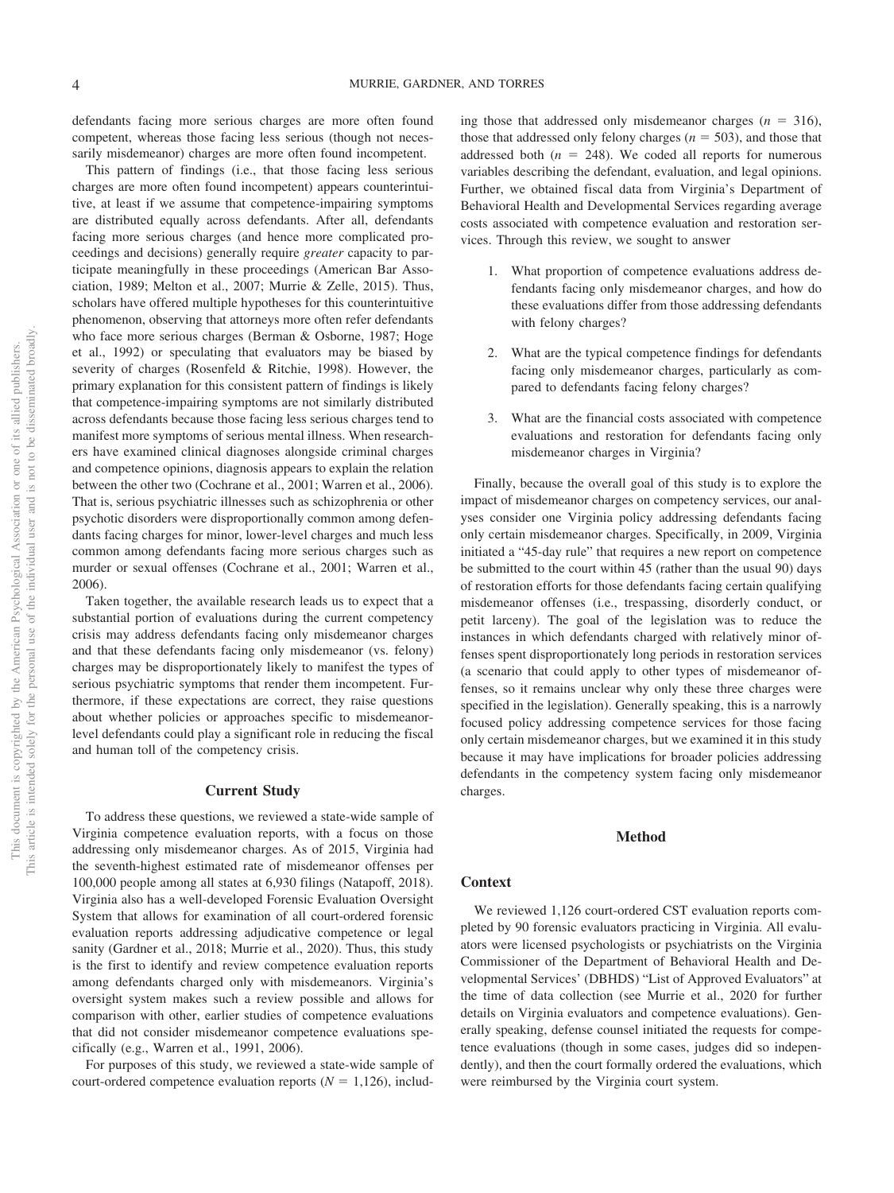defendants facing more serious charges are more often found competent, whereas those facing less serious (though not necessarily misdemeanor) charges are more often found incompetent.

This pattern of findings (i.e., that those facing less serious charges are more often found incompetent) appears counterintuitive, at least if we assume that competence-impairing symptoms are distributed equally across defendants. After all, defendants facing more serious charges (and hence more complicated proceedings and decisions) generally require *greater* capacity to participate meaningfully in these proceedings (American Bar Association, 1989; Melton et al., 2007; Murrie & Zelle, 2015). Thus, scholars have offered multiple hypotheses for this counterintuitive phenomenon, observing that attorneys more often refer defendants who face more serious charges (Berman & Osborne, 1987; Hoge et al., 1992) or speculating that evaluators may be biased by severity of charges (Rosenfeld & Ritchie, 1998). However, the primary explanation for this consistent pattern of findings is likely that competence-impairing symptoms are not similarly distributed across defendants because those facing less serious charges tend to manifest more symptoms of serious mental illness. When researchers have examined clinical diagnoses alongside criminal charges and competence opinions, diagnosis appears to explain the relation between the other two (Cochrane et al., 2001; Warren et al., 2006). That is, serious psychiatric illnesses such as schizophrenia or other psychotic disorders were disproportionally common among defendants facing charges for minor, lower-level charges and much less common among defendants facing more serious charges such as murder or sexual offenses (Cochrane et al., 2001; Warren et al., 2006).

Taken together, the available research leads us to expect that a substantial portion of evaluations during the current competency crisis may address defendants facing only misdemeanor charges and that these defendants facing only misdemeanor (vs. felony) charges may be disproportionately likely to manifest the types of serious psychiatric symptoms that render them incompetent. Furthermore, if these expectations are correct, they raise questions about whether policies or approaches specific to misdemeanor-level defendants could play a significant role in reducing the fiscal and human toll of the competency crisis.

## Current Study

To address these questions, we reviewed a state-wide sample of Virginia competence evaluation reports, with a focus on those addressing only misdemeanor charges. As of 2015, Virginia had the seventh-highest estimated rate of misdemeanor offenses per 100,000 people among all states at 6,930 filings (Natapoff, 2018). Virginia also has a well-developed Forensic Evaluation Oversight System that allows for examination of all court-ordered forensic evaluation reports addressing adjudicative competence or legal sanity (Gardner et al., 2018; Murrie et al., 2020). Thus, this study is the first to identify and review competence evaluation reports among defendants charged only with misdemeanors. Virginia's oversight system makes such a review possible and allows for comparison with other, earlier studies of competence evaluations that did not consider misdemeanor competence evaluations specifically (e.g., Warren et al., 1991, 2006).

For purposes of this study, we reviewed a state-wide sample of court-ordered competence evaluation reports ($N = 1{,}126$), including those that addressed only misdemeanor charges ($n = 316$), those that addressed only felony charges ($n = 503$), and those that addressed both ($n = 248$). We coded all reports for numerous variables describing the defendant, evaluation, and legal opinions. Further, we obtained fiscal data from Virginia's Department of Behavioral Health and Developmental Services regarding average costs associated with competence evaluation and restoration services. Through this review, we sought to answer

1. What proportion of competence evaluations address defendants facing only misdemeanor charges, and how do these evaluations differ from those addressing defendants with felony charges?
2. What are the typical competence findings for defendants facing only misdemeanor charges, particularly as compared to defendants facing felony charges?
3. What are the financial costs associated with competence evaluations and restoration for defendants facing only misdemeanor charges in Virginia?

Finally, because the overall goal of this study is to explore the impact of misdemeanor charges on competency services, our analyses consider one Virginia policy addressing defendants facing only certain misdemeanor charges. Specifically, in 2009, Virginia initiated a "45-day rule" that requires a new report on competence be submitted to the court within 45 (rather than the usual 90) days of restoration efforts for those defendants facing certain qualifying misdemeanor offenses (i.e., trespassing, disorderly conduct, or petit larceny). The goal of the legislation was to reduce the instances in which defendants charged with relatively minor offenses spent disproportionately long periods in restoration services (a scenario that could apply to other types of misdemeanor offenses, so it remains unclear why only these three charges were specified in the legislation). Generally speaking, this is a narrowly focused policy addressing competence services for those facing only certain misdemeanor charges, but we examined it in this study because it may have implications for broader policies addressing defendants in the competency system facing only misdemeanor charges.

## Method

### Context

We reviewed 1,126 court-ordered CST evaluation reports completed by 90 forensic evaluators practicing in Virginia. All evaluators were licensed psychologists or psychiatrists on the Virginia Commissioner of the Department of Behavioral Health and Developmental Services' (DBHDS) "List of Approved Evaluators" at the time of data collection (see Murrie et al., 2020 for further details on Virginia evaluators and competence evaluations). Generally speaking, defense counsel initiated the requests for competence evaluations (though in some cases, judges did so independently), and then the court formally ordered the evaluations, which were reimbursed by the Virginia court system.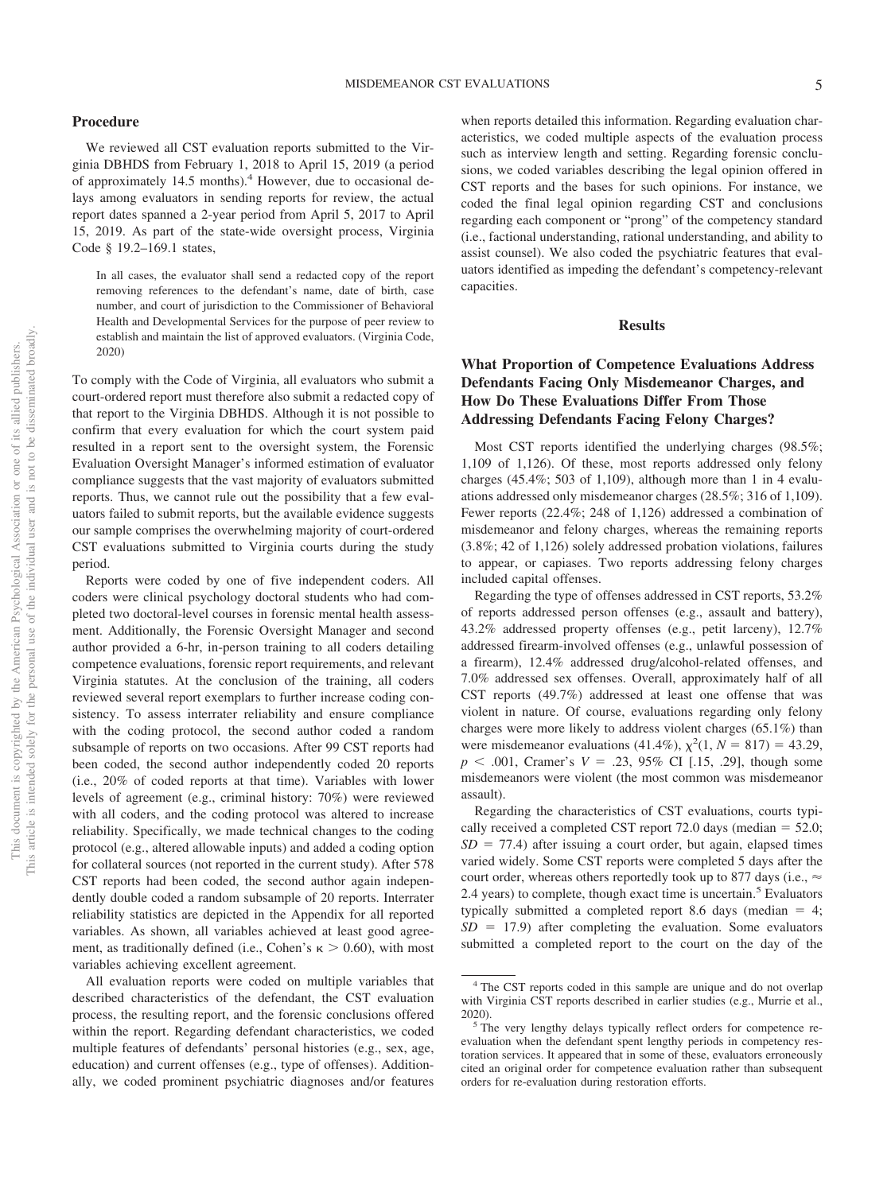## Procedure

We reviewed all CST evaluation reports submitted to the Virginia DBHDS from February 1, 2018 to April 15, 2019 (a period of approximately 14.5 months).[4] However, due to occasional delays among evaluators in sending reports for review, the actual report dates spanned a 2-year period from April 5, 2017 to April 15, 2019. As part of the state-wide oversight process, Virginia Code § 19.2–169.1 states,

> In all cases, the evaluator shall send a redacted copy of the report removing references to the defendant's name, date of birth, case number, and court of jurisdiction to the Commissioner of Behavioral Health and Developmental Services for the purpose of peer review to establish and maintain the list of approved evaluators. (Virginia Code, 2020)

To comply with the Code of Virginia, all evaluators who submit a court-ordered report must therefore also submit a redacted copy of that report to the Virginia DBHDS. Although it is not possible to confirm that every evaluation for which the court system paid resulted in a report sent to the oversight system, the Forensic Evaluation Oversight Manager's informed estimation of evaluator compliance suggests that the vast majority of evaluators submitted reports. Thus, we cannot rule out the possibility that a few evaluators failed to submit reports, but the available evidence suggests our sample comprises the overwhelming majority of court-ordered CST evaluations submitted to Virginia courts during the study period.

Reports were coded by one of five independent coders. All coders were clinical psychology doctoral students who had completed two doctoral-level courses in forensic mental health assessment. Additionally, the Forensic Oversight Manager and second author provided a 6-hr, in-person training to all coders detailing competence evaluations, forensic report requirements, and relevant Virginia statutes. At the conclusion of the training, all coders reviewed several report exemplars to further increase coding consistency. To assess interrater reliability and ensure compliance with the coding protocol, the second author coded a random subsample of reports on two occasions. After 99 CST reports had been coded, the second author independently coded 20 reports (i.e., 20% of coded reports at that time). Variables with lower levels of agreement (e.g., criminal history: 70%) were reviewed with all coders, and the coding protocol was altered to increase reliability. Specifically, we made technical changes to the coding protocol (e.g., altered allowable inputs) and added a coding option for collateral sources (not reported in the current study). After 578 CST reports had been coded, the second author again independently double coded a random subsample of 20 reports. Interrater reliability statistics are depicted in the Appendix for all reported variables. As shown, all variables achieved at least good agreement, as traditionally defined (i.e., Cohen's $\kappa > 0.60$), with most variables achieving excellent agreement.

All evaluation reports were coded on multiple variables that described characteristics of the defendant, the CST evaluation process, the resulting report, and the forensic conclusions offered within the report. Regarding defendant characteristics, we coded multiple features of defendants' personal histories (e.g., sex, age, education) and current offenses (e.g., type of offenses). Additionally, we coded prominent psychiatric diagnoses and/or features when reports detailed this information. Regarding evaluation characteristics, we coded multiple aspects of the evaluation process such as interview length and setting. Regarding forensic conclusions, we coded variables describing the legal opinion offered in CST reports and the bases for such opinions. For instance, we coded the final legal opinion regarding CST and conclusions regarding each component or "prong" of the competency standard (i.e., factional understanding, rational understanding, and ability to assist counsel). We also coded the psychiatric features that evaluators identified as impeding the defendant's competency-relevant capacities.

# Results

## What Proportion of Competence Evaluations Address Defendants Facing Only Misdemeanor Charges, and How Do These Evaluations Differ From Those Addressing Defendants Facing Felony Charges?

Most CST reports identified the underlying charges (98.5%; 1,109 of 1,126). Of these, most reports addressed only felony charges (45.4%; 503 of 1,109), although more than 1 in 4 evaluations addressed only misdemeanor charges (28.5%; 316 of 1,109). Fewer reports (22.4%; 248 of 1,126) addressed a combination of misdemeanor and felony charges, whereas the remaining reports (3.8%; 42 of 1,126) solely addressed probation violations, failures to appear, or capiases. Two reports addressing felony charges included capital offenses.

Regarding the type of offenses addressed in CST reports, 53.2% of reports addressed person offenses (e.g., assault and battery), 43.2% addressed property offenses (e.g., petit larceny), 12.7% addressed firearm-involved offenses (e.g., unlawful possession of a firearm), 12.4% addressed drug/alcohol-related offenses, and 7.0% addressed sex offenses. Overall, approximately half of all CST reports (49.7%) addressed at least one offense that was violent in nature. Of course, evaluations regarding only felony charges were more likely to address violent charges (65.1%) than were misdemeanor evaluations (41.4%), $\chi^2(1, N = 817) = 43.29$, $p < .001$, Cramer's $V = .23$, 95% CI [.15, .29], though some misdemeanors were violent (the most common was misdemeanor assault).

Regarding the characteristics of CST evaluations, courts typically received a completed CST report 72.0 days (median = 52.0; $SD = 77.4$) after issuing a court order, but again, elapsed times varied widely. Some CST reports were completed 5 days after the court order, whereas others reportedly took up to 877 days (i.e., ≈ 2.4 years) to complete, though exact time is uncertain.[5] Evaluators typically submitted a completed report 8.6 days (median = 4; $SD = 17.9$) after completing the evaluation. Some evaluators submitted a completed report to the court on the day of the

[4] The CST reports coded in this sample are unique and do not overlap with Virginia CST reports described in earlier studies (e.g., Murrie et al., 2020).

[5] The very lengthy delays typically reflect orders for competence re-evaluation when the defendant spent lengthy periods in competency restoration services. It appeared that in some of these, evaluators erroneously cited an original order for competence evaluation rather than subsequent orders for re-evaluation during restoration efforts.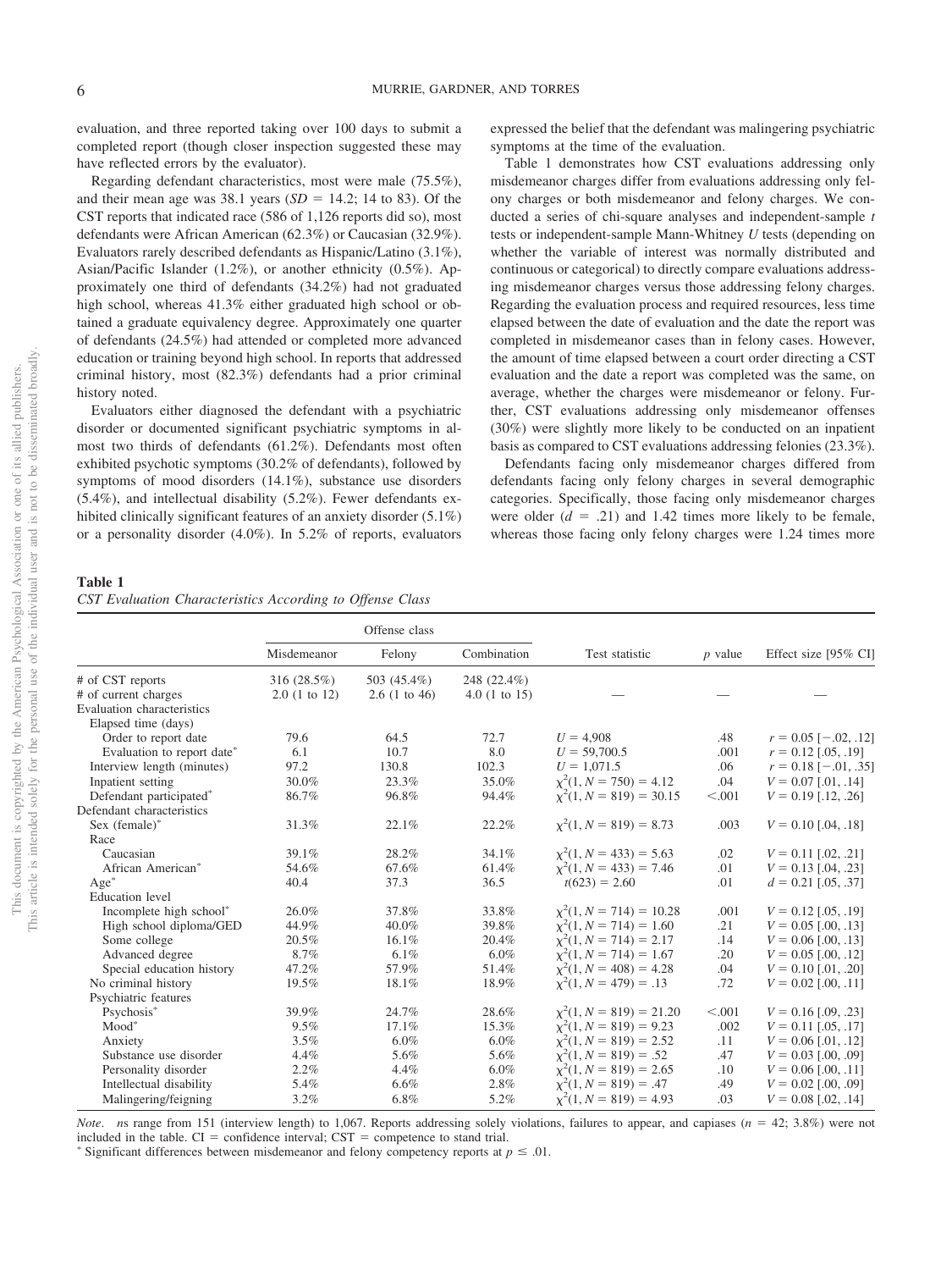evaluation, and three reported taking over 100 days to submit a completed report (though closer inspection suggested these may have reflected errors by the evaluator).

Regarding defendant characteristics, most were male (75.5%), and their mean age was 38.1 years ($SD = 14.2$; 14 to 83). Of the CST reports that indicated race (586 of 1,126 reports did so), most defendants were African American (62.3%) or Caucasian (32.9%). Evaluators rarely described defendants as Hispanic/Latino (3.1%), Asian/Pacific Islander (1.2%), or another ethnicity (0.5%). Approximately one third of defendants (34.2%) had not graduated high school, whereas 41.3% either graduated high school or obtained a graduate equivalency degree. Approximately one quarter of defendants (24.5%) had attended or completed more advanced education or training beyond high school. In reports that addressed criminal history, most (82.3%) defendants had a prior criminal history noted.

Evaluators either diagnosed the defendant with a psychiatric disorder or documented significant psychiatric symptoms in almost two thirds of defendants (61.2%). Defendants most often exhibited psychotic symptoms (30.2% of defendants), followed by symptoms of mood disorders (14.1%), substance use disorders (5.4%), and intellectual disability (5.2%). Fewer defendants exhibited clinically significant features of an anxiety disorder (5.1%) or a personality disorder (4.0%). In 5.2% of reports, evaluators expressed the belief that the defendant was malingering psychiatric symptoms at the time of the evaluation.

Table 1 demonstrates how CST evaluations addressing only misdemeanor charges differ from evaluations addressing only felony charges or both misdemeanor and felony charges. We conducted a series of chi-square analyses and independent-sample *t* tests or independent-sample Mann-Whitney *U* tests (depending on whether the variable of interest was normally distributed and continuous or categorical) to directly compare evaluations addressing misdemeanor charges versus those addressing felony charges. Regarding the evaluation process and required resources, less time elapsed between the date of evaluation and the date the report was completed in misdemeanor cases than in felony cases. However, the amount of time elapsed between a court order directing a CST evaluation and the date a report was completed was the same, on average, whether the charges were misdemeanor or felony. Further, CST evaluations addressing only misdemeanor offenses (30%) were slightly more likely to be conducted on an inpatient basis as compared to CST evaluations addressing felonies (23.3%).

Defendants facing only misdemeanor charges differed from defendants facing only felony charges in several demographic categories. Specifically, those facing only misdemeanor charges were older ($d = .21$) and 1.42 times more likely to be female, whereas those facing only felony charges were 1.24 times more

**Table 1**
*CST Evaluation Characteristics According to Offense Class*

| | Offense class | | | Test statistic | *p* value | Effect size [95% CI] |
|---|---|---|---|---|---|---|
| | Misdemeanor | Felony | Combination | | | |
| # of CST reports | 316 (28.5%) | 503 (45.4%) | 248 (22.4%) | | | |
| # of current charges | 2.0 (1 to 12) | 2.6 (1 to 46) | 4.0 (1 to 15) | — | — | — |
| Evaluation characteristics | | | | | | |
| Elapsed time (days) | | | | | | |
| Order to report date | 79.6 | 64.5 | 72.7 | $U = 4{,}908$ | .48 | $r = 0.05$ [−.02, .12] |
| Evaluation to report date* | 6.1 | 10.7 | 8.0 | $U = 59{,}700.5$ | .001 | $r = 0.12$ [.05, .19] |
| Interview length (minutes) | 97.2 | 130.8 | 102.3 | $U = 1{,}071.5$ | .06 | $r = 0.18$ [−.01, .35] |
| Inpatient setting | 30.0% | 23.3% | 35.0% | $\chi^2(1, N = 750) = 4.12$ | .04 | $V = 0.07$ [.01, .14] |
| Defendant participated* | 86.7% | 96.8% | 94.4% | $\chi^2(1, N = 819) = 30.15$ | <.001 | $V = 0.19$ [.12, .26] |
| Defendant characteristics | | | | | | |
| Sex (female)* | 31.3% | 22.1% | 22.2% | $\chi^2(1, N = 819) = 8.73$ | .003 | $V = 0.10$ [.04, .18] |
| Race | | | | | | |
| Caucasian | 39.1% | 28.2% | 34.1% | $\chi^2(1, N = 433) = 5.63$ | .02 | $V = 0.11$ [.02, .21] |
| African American* | 54.6% | 67.6% | 61.4% | $\chi^2(1, N = 433) = 7.46$ | .01 | $V = 0.13$ [.04, .23] |
| Age* | 40.4 | 37.3 | 36.5 | $t(623) = 2.60$ | .01 | $d = 0.21$ [.05, .37] |
| Education level | | | | | | |
| Incomplete high school* | 26.0% | 37.8% | 33.8% | $\chi^2(1, N = 714) = 10.28$ | .001 | $V = 0.12$ [.05, .19] |
| High school diploma/GED | 44.9% | 40.0% | 39.8% | $\chi^2(1, N = 714) = 1.60$ | .21 | $V = 0.05$ [.00, .13] |
| Some college | 20.5% | 16.1% | 20.4% | $\chi^2(1, N = 714) = 2.17$ | .14 | $V = 0.06$ [.00, .13] |
| Advanced degree | 8.7% | 6.1% | 6.0% | $\chi^2(1, N = 714) = 1.67$ | .20 | $V = 0.05$ [.00, .12] |
| Special education history | 47.2% | 57.9% | 51.4% | $\chi^2(1, N = 408) = 4.28$ | .04 | $V = 0.10$ [.01, .20] |
| No criminal history | 19.5% | 18.1% | 18.9% | $\chi^2(1, N = 479) = .13$ | .72 | $V = 0.02$ [.00, .11] |
| Psychiatric features | | | | | | |
| Psychosis* | 39.9% | 24.7% | 28.6% | $\chi^2(1, N = 819) = 21.20$ | <.001 | $V = 0.16$ [.09, .23] |
| Mood* | 9.5% | 17.1% | 15.3% | $\chi^2(1, N = 819) = 9.23$ | .002 | $V = 0.11$ [.05, .17] |
| Anxiety | 3.5% | 6.0% | 6.0% | $\chi^2(1, N = 819) = 2.52$ | .11 | $V = 0.06$ [.01, .12] |
| Substance use disorder | 4.4% | 5.6% | 5.6% | $\chi^2(1, N = 819) = .52$ | .47 | $V = 0.03$ [.00, .09] |
| Personality disorder | 2.2% | 4.4% | 6.0% | $\chi^2(1, N = 819) = 2.65$ | .10 | $V = 0.06$ [.00, .11] |
| Intellectual disability | 5.4% | 6.6% | 2.8% | $\chi^2(1, N = 819) = .47$ | .49 | $V = 0.02$ [.00, .09] |
| Malingering/feigning | 3.2% | 6.8% | 5.2% | $\chi^2(1, N = 819) = 4.93$ | .03 | $V = 0.08$ [.02, .14] |

*Note*. *n*s range from 151 (interview length) to 1,067. Reports addressing solely violations, failures to appear, and capiases ($n = 42$; 3.8%) were not included in the table. CI = confidence interval; CST = competence to stand trial.
* Significant differences between misdemeanor and felony competency reports at $p \leq .01$.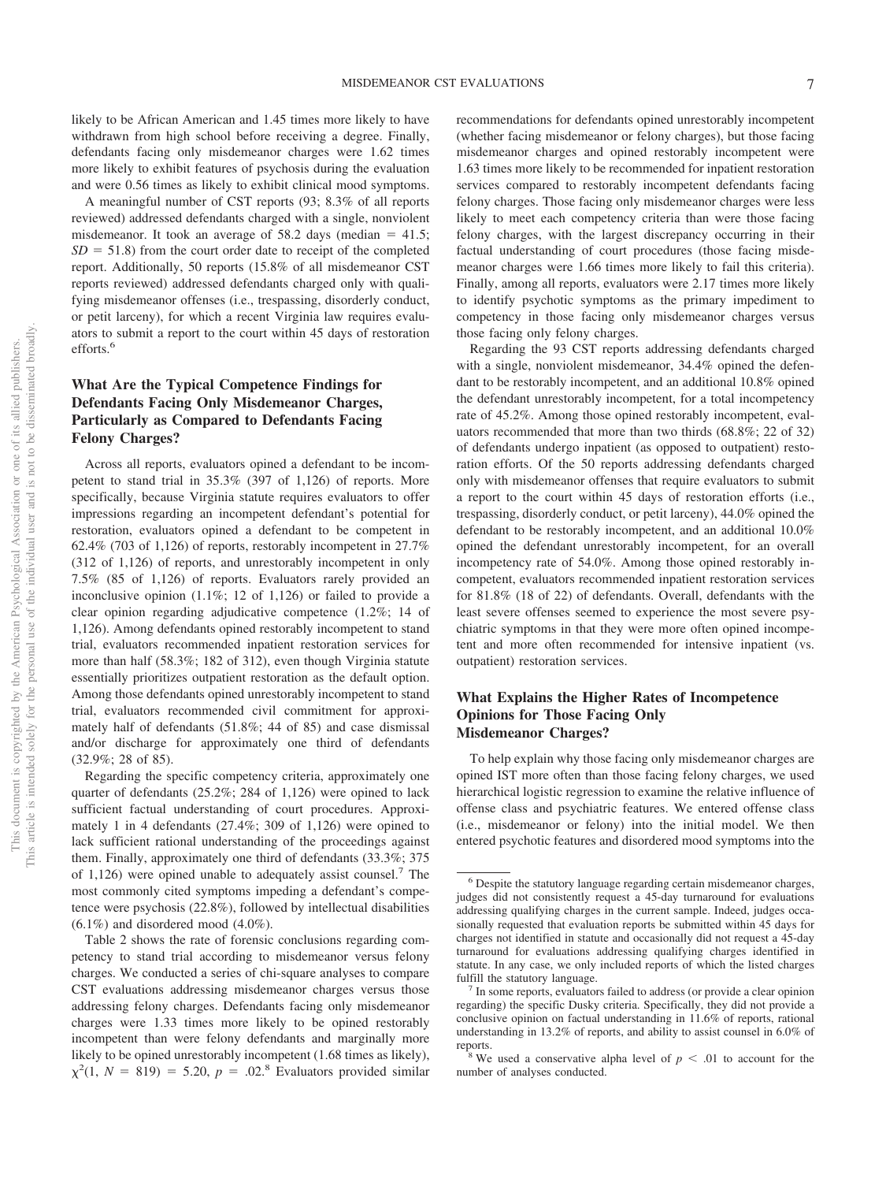likely to be African American and 1.45 times more likely to have withdrawn from high school before receiving a degree. Finally, defendants facing only misdemeanor charges were 1.62 times more likely to exhibit features of psychosis during the evaluation and were 0.56 times as likely to exhibit clinical mood symptoms.

A meaningful number of CST reports (93; 8.3% of all reports reviewed) addressed defendants charged with a single, nonviolent misdemeanor. It took an average of 58.2 days (median = 41.5; $SD = 51.8$) from the court order date to receipt of the completed report. Additionally, 50 reports (15.8% of all misdemeanor CST reports reviewed) addressed defendants charged only with qualifying misdemeanor offenses (i.e., trespassing, disorderly conduct, or petit larceny), for which a recent Virginia law requires evaluators to submit a report to the court within 45 days of restoration efforts.[6]

### What Are the Typical Competence Findings for Defendants Facing Only Misdemeanor Charges, Particularly as Compared to Defendants Facing Felony Charges?

Across all reports, evaluators opined a defendant to be incompetent to stand trial in 35.3% (397 of 1,126) of reports. More specifically, because Virginia statute requires evaluators to offer impressions regarding an incompetent defendant's potential for restoration, evaluators opined a defendant to be competent in 62.4% (703 of 1,126) of reports, restorably incompetent in 27.7% (312 of 1,126) of reports, and unrestorably incompetent in only 7.5% (85 of 1,126) of reports. Evaluators rarely provided an inconclusive opinion (1.1%; 12 of 1,126) or failed to provide a clear opinion regarding adjudicative competence (1.2%; 14 of 1,126). Among defendants opined restorably incompetent to stand trial, evaluators recommended inpatient restoration services for more than half (58.3%; 182 of 312), even though Virginia statute essentially prioritizes outpatient restoration as the default option. Among those defendants opined unrestorably incompetent to stand trial, evaluators recommended civil commitment for approximately half of defendants (51.8%; 44 of 85) and case dismissal and/or discharge for approximately one third of defendants (32.9%; 28 of 85).

Regarding the specific competency criteria, approximately one quarter of defendants (25.2%; 284 of 1,126) were opined to lack sufficient factual understanding of court procedures. Approximately 1 in 4 defendants (27.4%; 309 of 1,126) were opined to lack sufficient rational understanding of the proceedings against them. Finally, approximately one third of defendants (33.3%; 375 of 1,126) were opined unable to adequately assist counsel.[7] The most commonly cited symptoms impeding a defendant's competence were psychosis (22.8%), followed by intellectual disabilities (6.1%) and disordered mood (4.0%).

Table 2 shows the rate of forensic conclusions regarding competency to stand trial according to misdemeanor versus felony charges. We conducted a series of chi-square analyses to compare CST evaluations addressing misdemeanor charges versus those addressing felony charges. Defendants facing only misdemeanor charges were 1.33 times more likely to be opined restorably incompetent than were felony defendants and marginally more likely to be opined unrestorably incompetent (1.68 times as likely), $\chi^2(1, N = 819) = 5.20$, $p = .02$.[8] Evaluators provided similar recommendations for defendants opined unrestorably incompetent (whether facing misdemeanor or felony charges), but those facing misdemeanor charges and opined restorably incompetent were 1.63 times more likely to be recommended for inpatient restoration services compared to restorably incompetent defendants facing felony charges. Those facing only misdemeanor charges were less likely to meet each competency criteria than were those facing felony charges, with the largest discrepancy occurring in their factual understanding of court procedures (those facing misdemeanor charges were 1.66 times more likely to fail this criteria). Finally, among all reports, evaluators were 2.17 times more likely to identify psychotic symptoms as the primary impediment to competency in those facing only misdemeanor charges versus those facing only felony charges.

Regarding the 93 CST reports addressing defendants charged with a single, nonviolent misdemeanor, 34.4% opined the defendant to be restorably incompetent, and an additional 10.8% opined the defendant unrestorably incompetent, for a total incompetency rate of 45.2%. Among those opined restorably incompetent, evaluators recommended that more than two thirds (68.8%; 22 of 32) of defendants undergo inpatient (as opposed to outpatient) restoration efforts. Of the 50 reports addressing defendants charged only with misdemeanor offenses that require evaluators to submit a report to the court within 45 days of restoration efforts (i.e., trespassing, disorderly conduct, or petit larceny), 44.0% opined the defendant to be restorably incompetent, and an additional 10.0% opined the defendant unrestorably incompetent, for an overall incompetency rate of 54.0%. Among those opined restorably incompetent, evaluators recommended inpatient restoration services for 81.8% (18 of 22) of defendants. Overall, defendants with the least severe offenses seemed to experience the most severe psychiatric symptoms in that they were more often opined incompetent and more often recommended for intensive inpatient (vs. outpatient) restoration services.

### What Explains the Higher Rates of Incompetence Opinions for Those Facing Only Misdemeanor Charges?

To help explain why those facing only misdemeanor charges are opined IST more often than those facing felony charges, we used hierarchical logistic regression to examine the relative influence of offense class and psychiatric features. We entered offense class (i.e., misdemeanor or felony) into the initial model. We then entered psychotic features and disordered mood symptoms into the

---

[6] Despite the statutory language regarding certain misdemeanor charges, judges did not consistently request a 45-day turnaround for evaluations addressing qualifying charges in the current sample. Indeed, judges occasionally requested that evaluation reports be submitted within 45 days for charges not identified in statute and occasionally did not request a 45-day turnaround for evaluations addressing qualifying charges identified in statute. In any case, we only included reports of which the listed charges fulfill the statutory language.

[7] In some reports, evaluators failed to address (or provide a clear opinion regarding) the specific Dusky criteria. Specifically, they did not provide a conclusive opinion on factual understanding in 11.6% of reports, rational understanding in 13.2% of reports, and ability to assist counsel in 6.0% of reports.

[8] We used a conservative alpha level of $p < .01$ to account for the number of analyses conducted.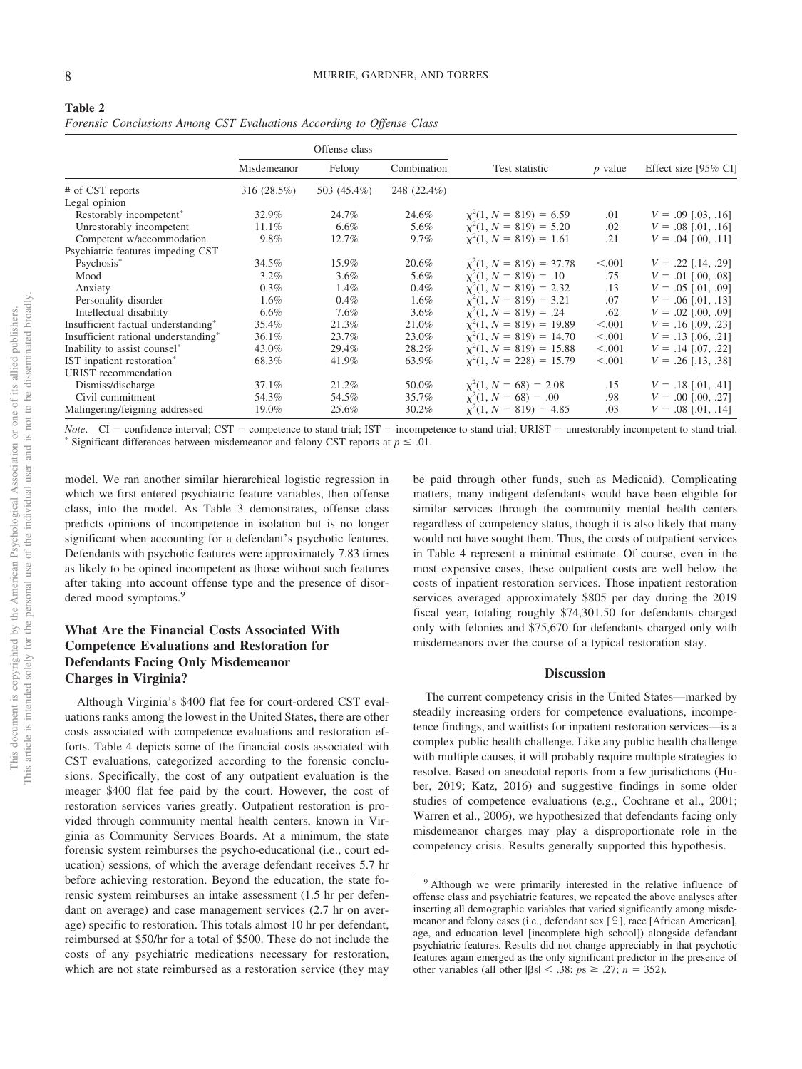**Table 2**
*Forensic Conclusions Among CST Evaluations According to Offense Class*

| | Offense class | | | Test statistic | *p* value | Effect size [95% CI] |
|---|---|---|---|---|---|---|
| | Misdemeanor | Felony | Combination | | | |
| # of CST reports | 316 (28.5%) | 503 (45.4%) | 248 (22.4%) | | | |
| Legal opinion | | | | | | |
| Restorably incompetent* | 32.9% | 24.7% | 24.6% | $\chi^2(1, N = 819) = 6.59$ | .01 | $V = .09$ [.03, .16] |
| Unrestorably incompetent | 11.1% | 6.6% | 5.6% | $\chi^2(1, N = 819) = 5.20$ | .02 | $V = .08$ [.01, .16] |
| Competent w/accommodation | 9.8% | 12.7% | 9.7% | $\chi^2(1, N = 819) = 1.61$ | .21 | $V = .04$ [.00, .11] |
| Psychiatric features impeding CST | | | | | | |
| Psychosis* | 34.5% | 15.9% | 20.6% | $\chi^2(1, N = 819) = 37.78$ | <.001 | $V = .22$ [.14, .29] |
| Mood | 3.2% | 3.6% | 5.6% | $\chi^2(1, N = 819) = .10$ | .75 | $V = .01$ [.00, .08] |
| Anxiety | 0.3% | 1.4% | 0.4% | $\chi^2(1, N = 819) = 2.32$ | .13 | $V = .05$ [.01, .09] |
| Personality disorder | 1.6% | 0.4% | 1.6% | $\chi^2(1, N = 819) = 3.21$ | .07 | $V = .06$ [.01, .13] |
| Intellectual disability | 6.6% | 7.6% | 3.6% | $\chi^2(1, N = 819) = .24$ | .62 | $V = .02$ [.00, .09] |
| Insufficient factual understanding* | 35.4% | 21.3% | 21.0% | $\chi^2(1, N = 819) = 19.89$ | <.001 | $V = .16$ [.09, .23] |
| Insufficient rational understanding* | 36.1% | 23.7% | 23.0% | $\chi^2(1, N = 819) = 14.70$ | <.001 | $V = .13$ [.06, .21] |
| Inability to assist counsel* | 43.0% | 29.4% | 28.2% | $\chi^2(1, N = 819) = 15.88$ | <.001 | $V = .14$ [.07, .22] |
| IST inpatient restoration* | 68.3% | 41.9% | 63.9% | $\chi^2(1, N = 228) = 15.79$ | <.001 | $V = .26$ [.13, .38] |
| URIST recommendation | | | | | | |
| Dismiss/discharge | 37.1% | 21.2% | 50.0% | $\chi^2(1, N = 68) = 2.08$ | .15 | $V = .18$ [.01, .41] |
| Civil commitment | 54.3% | 54.5% | 35.7% | $\chi^2(1, N = 68) = .00$ | .98 | $V = .00$ [.00, .27] |
| Malingering/feigning addressed | 19.0% | 25.6% | 30.2% | $\chi^2(1, N = 819) = 4.85$ | .03 | $V = .08$ [.01, .14] |

*Note*. CI = confidence interval; CST = competence to stand trial; IST = incompetence to stand trial; URIST = unrestorably incompetent to stand trial.
* Significant differences between misdemeanor and felony CST reports at $p \leq .01$.

model. We ran another similar hierarchical logistic regression in which we first entered psychiatric feature variables, then offense class, into the model. As Table 3 demonstrates, offense class predicts opinions of incompetence in isolation but is no longer significant when accounting for a defendant's psychotic features. Defendants with psychotic features were approximately 7.83 times as likely to be opined incompetent as those without such features after taking into account offense type and the presence of disordered mood symptoms.[9]

### What Are the Financial Costs Associated With Competence Evaluations and Restoration for Defendants Facing Only Misdemeanor Charges in Virginia?

Although Virginia's $400 flat fee for court-ordered CST evaluations ranks among the lowest in the United States, there are other costs associated with competence evaluations and restoration efforts. Table 4 depicts some of the financial costs associated with CST evaluations, categorized according to the forensic conclusions. Specifically, the cost of any outpatient evaluation is the meager $400 flat fee paid by the court. However, the cost of restoration services varies greatly. Outpatient restoration is provided through community mental health centers, known in Virginia as Community Services Boards. At a minimum, the state forensic system reimburses the psycho-educational (i.e., court education) sessions, of which the average defendant receives 5.7 hr before achieving restoration. Beyond the education, the state forensic system reimburses an intake assessment (1.5 hr per defendant on average) and case management services (2.7 hr on average) specific to restoration. This totals almost 10 hr per defendant, reimbursed at $50/hr for a total of $500. These do not include the costs of any psychiatric medications necessary for restoration, which are not state reimbursed as a restoration service (they may be paid through other funds, such as Medicaid). Complicating matters, many indigent defendants would have been eligible for similar services through the community mental health centers regardless of competency status, though it is also likely that many would not have sought them. Thus, the costs of outpatient services in Table 4 represent a minimal estimate. Of course, even in the most expensive cases, these outpatient costs are well below the costs of inpatient restoration services. Those inpatient restoration services averaged approximately $805 per day during the 2019 fiscal year, totaling roughly $74,301.50 for defendants charged only with felonies and $75,670 for defendants charged only with misdemeanors over the course of a typical restoration stay.

## Discussion

The current competency crisis in the United States—marked by steadily increasing orders for competence evaluations, incompetence findings, and waitlists for inpatient restoration services—is a complex public health challenge. Like any public health challenge with multiple causes, it will probably require multiple strategies to resolve. Based on anecdotal reports from a few jurisdictions (Huber, 2019; Katz, 2016) and suggestive findings in some older studies of competence evaluations (e.g., Cochrane et al., 2001; Warren et al., 2006), we hypothesized that defendants facing only misdemeanor charges may play a disproportionate role in the competency crisis. Results generally supported this hypothesis.

[9] Although we were primarily interested in the relative influence of offense class and psychiatric features, we repeated the above analyses after inserting all demographic variables that varied significantly among misdemeanor and felony cases (i.e., defendant sex [♀], race [African American], age, and education level [incomplete high school]) alongside defendant psychiatric features. Results did not change appreciably in that psychotic features again emerged as the only significant predictor in the presence of other variables (all other $|\beta s| < .38$; $ps \geq .27$; $n = 352$).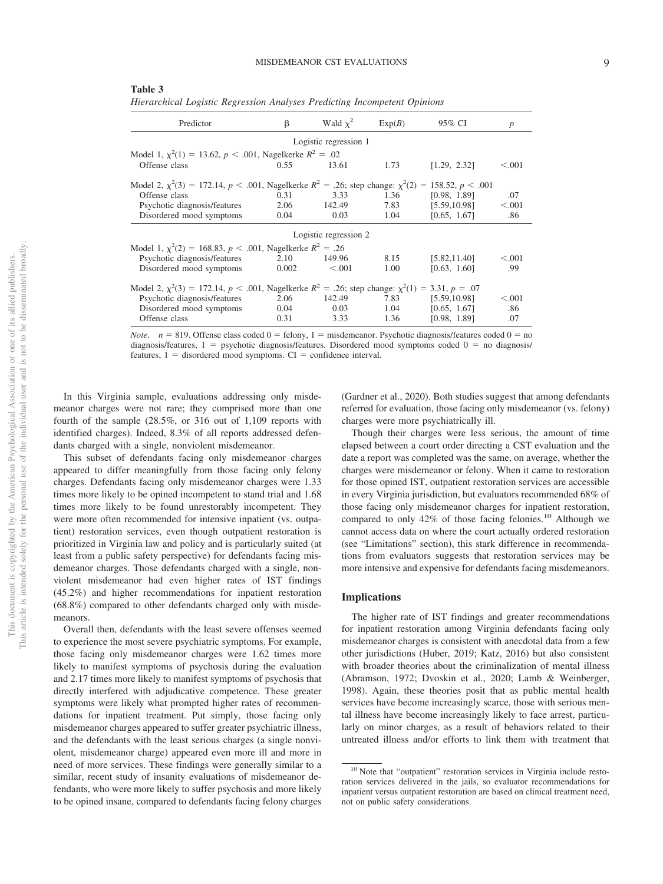**Table 3**

*Hierarchical Logistic Regression Analyses Predicting Incompetent Opinions*

| Predictor | β | Wald $\chi^2$ | Exp(*B*) | 95% CI | *p* |
|---|---|---|---|---|---|
| Logistic regression 1 | | | | | |
| Model 1, $\chi^2(1) = 13.62$, $p < .001$, Nagelkerke $R^2 = .02$ | | | | | |
| Offense class | 0.55 | 13.61 | 1.73 | [1.29, 2.32] | <.001 |
| Model 2, $\chi^2(3) = 172.14$, $p < .001$, Nagelkerke $R^2 = .26$; step change: $\chi^2(2) = 158.52$, $p < .001$ | | | | | |
| Offense class | 0.31 | 3.33 | 1.36 | [0.98, 1.89] | .07 |
| Psychotic diagnosis/features | 2.06 | 142.49 | 7.83 | [5.59,10.98] | <.001 |
| Disordered mood symptoms | 0.04 | 0.03 | 1.04 | [0.65, 1.67] | .86 |
| Logistic regression 2 | | | | | |
| Model 1, $\chi^2(2) = 168.83$, $p < .001$, Nagelkerke $R^2 = .26$ | | | | | |
| Psychotic diagnosis/features | 2.10 | 149.96 | 8.15 | [5.82,11.40] | <.001 |
| Disordered mood symptoms | 0.002 | <.001 | 1.00 | [0.63, 1.60] | .99 |
| Model 2, $\chi^2(3) = 172.14$, $p < .001$, Nagelkerke $R^2 = .26$; step change: $\chi^2(1) = 3.31$, $p = .07$ | | | | | |
| Psychotic diagnosis/features | 2.06 | 142.49 | 7.83 | [5.59,10.98] | <.001 |
| Disordered mood symptoms | 0.04 | 0.03 | 1.04 | [0.65, 1.67] | .86 |
| Offense class | 0.31 | 3.33 | 1.36 | [0.98, 1.89] | .07 |

*Note*. $n = 819$. Offense class coded 0 = felony, 1 = misdemeanor. Psychotic diagnosis/features coded 0 = no diagnosis/features, 1 = psychotic diagnosis/features. Disordered mood symptoms coded 0 = no diagnosis/features, 1 = disordered mood symptoms. CI = confidence interval.

In this Virginia sample, evaluations addressing only misdemeanor charges were not rare; they comprised more than one fourth of the sample (28.5%, or 316 out of 1,109 reports with identified charges). Indeed, 8.3% of all reports addressed defendants charged with a single, nonviolent misdemeanor.

This subset of defendants facing only misdemeanor charges appeared to differ meaningfully from those facing only felony charges. Defendants facing only misdemeanor charges were 1.33 times more likely to be opined incompetent to stand trial and 1.68 times more likely to be found unrestorably incompetent. They were more often recommended for intensive inpatient (vs. outpatient) restoration services, even though outpatient restoration is prioritized in Virginia law and policy and is particularly suited (at least from a public safety perspective) for defendants facing misdemeanor charges. Those defendants charged with a single, nonviolent misdemeanor had even higher rates of IST findings (45.2%) and higher recommendations for inpatient restoration (68.8%) compared to other defendants charged only with misdemeanors.

Overall then, defendants with the least severe offenses seemed to experience the most severe psychiatric symptoms. For example, those facing only misdemeanor charges were 1.62 times more likely to manifest symptoms of psychosis during the evaluation and 2.17 times more likely to manifest symptoms of psychosis that directly interfered with adjudicative competence. These greater symptoms were likely what prompted higher rates of recommendations for inpatient treatment. Put simply, those facing only misdemeanor charges appeared to suffer greater psychiatric illness, and the defendants with the least serious charges (a single nonviolent, misdemeanor charge) appeared even more ill and more in need of more services. These findings were generally similar to a similar, recent study of insanity evaluations of misdemeanor defendants, who were more likely to suffer psychosis and more likely to be opined insane, compared to defendants facing felony charges (Gardner et al., 2020). Both studies suggest that among defendants referred for evaluation, those facing only misdemeanor (vs. felony) charges were more psychiatrically ill.

Though their charges were less serious, the amount of time elapsed between a court order directing a CST evaluation and the date a report was completed was the same, on average, whether the charges were misdemeanor or felony. When it came to restoration for those opined IST, outpatient restoration services are accessible in every Virginia jurisdiction, but evaluators recommended 68% of those facing only misdemeanor charges for inpatient restoration, compared to only 42% of those facing felonies.[10] Although we cannot access data on where the court actually ordered restoration (see "Limitations" section), this stark difference in recommendations from evaluators suggests that restoration services may be more intensive and expensive for defendants facing misdemeanors.

## Implications

The higher rate of IST findings and greater recommendations for inpatient restoration among Virginia defendants facing only misdemeanor charges is consistent with anecdotal data from a few other jurisdictions (Huber, 2019; Katz, 2016) but also consistent with broader theories about the criminalization of mental illness (Abramson, 1972; Dvoskin et al., 2020; Lamb & Weinberger, 1998). Again, these theories posit that as public mental health services have become increasingly scarce, those with serious mental illness have become increasingly likely to face arrest, particularly on minor charges, as a result of behaviors related to their untreated illness and/or efforts to link them with treatment that

[10] Note that "outpatient" restoration services in Virginia include restoration services delivered in the jails, so evaluator recommendations for inpatient versus outpatient restoration are based on clinical treatment need, not on public safety considerations.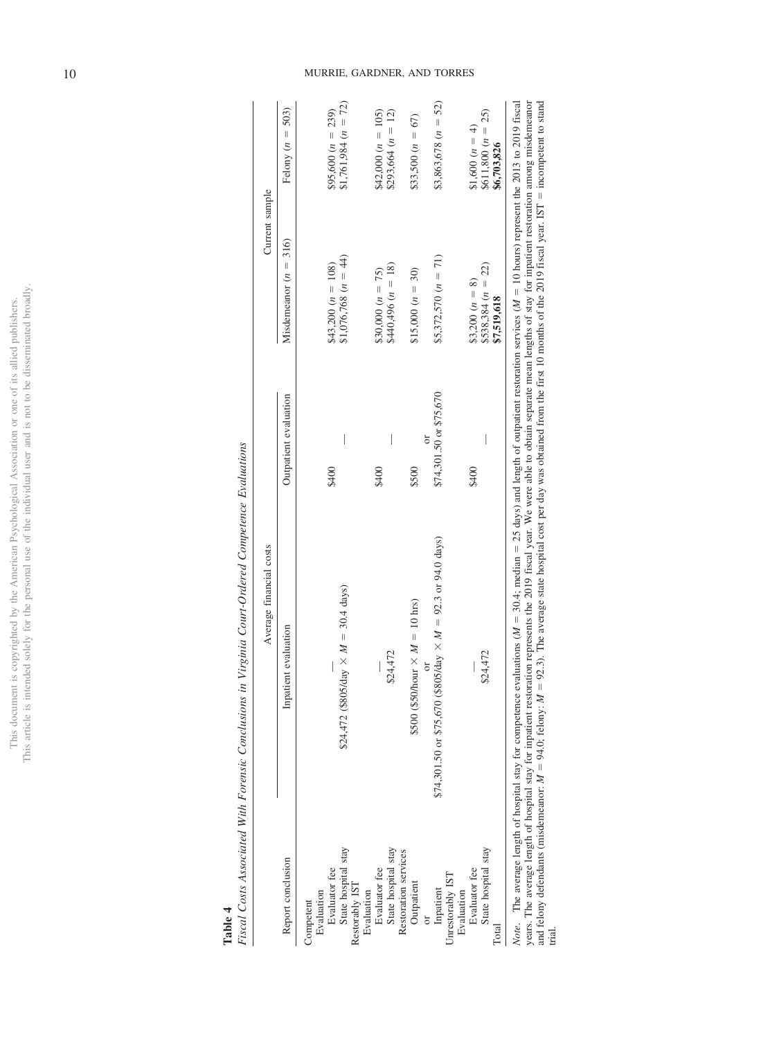**Table 4**

*Fiscal Costs Associated With Forensic Conclusions in Virginia Court-Ordered Competence Evaluations*

| Report conclusion | Average financial costs | | Current sample | |
|---|---|---|---|---|
| | Inpatient evaluation | Outpatient evaluation | Misdemeanor ($n$ = 316) | Felony ($n$ = 503) |
| Competent | | | | |
| Evaluation | | | | |
| Evaluator fee | — | $400 | $43,200 ($n$ = 108) | $95,600 ($n$ = 239) |
| State hospital stay | $24,472 ($805/day × $M$ = 30.4 days) | — | $1,076,768 ($n$ = 44) | $1,761,984 ($n$ = 72) |
| Restorably IST | | | | |
| Evaluation | | | | |
| Evaluator fee | — | $400 | $30,000 ($n$ = 75) | $42,000 ($n$ = 105) |
| State hospital stay | $24,472 | — | $440,496 ($n$ = 18) | $293,664 ($n$ = 12) |
| Restoration services | | | | |
| Outpatient | $500 ($50/hour × $M$ = 10 hrs) | $500 | $15,000 ($n$ = 30) | $33,500 ($n$ = 67) |
| or | or | or | | |
| Inpatient | $74,301.50 or $75,670 ($805/day × $M$ = 92.3 or 94.0 days) | $74,301.50 or $75,670 | $5,372,570 ($n$ = 71) | $3,863,678 ($n$ = 52) |
| Unrestorably IST | | | | |
| Evaluation | | | | |
| Evaluator fee | — | $400 | $3,200 ($n$ = 8) | $1,600 ($n$ = 4) |
| State hospital stay | $24,472 | — | $538,384 ($n$ = 22) | $611,800 ($n$ = 25) |
| Total | | | **$7,519,618** | **$6,703,826** |

*Note*. The average length of hospital stay for competence evaluations ($M$ = 30.4; median = 25 days) and length of outpatient restoration services ($M$ = 10 hours) represent the 2013 to 2019 fiscal years. The average length of hospital stay for inpatient restoration represents the 2019 fiscal year. We were able to obtain separate mean lengths of stay for inpatient restoration among misdemeanor and felony defendants (misdemeanor: $M$ = 94.0; felony: $M$ = 92.3). The average state hospital cost per day was obtained from the first 10 months of the 2019 fiscal year. IST = incompetent to stand trial.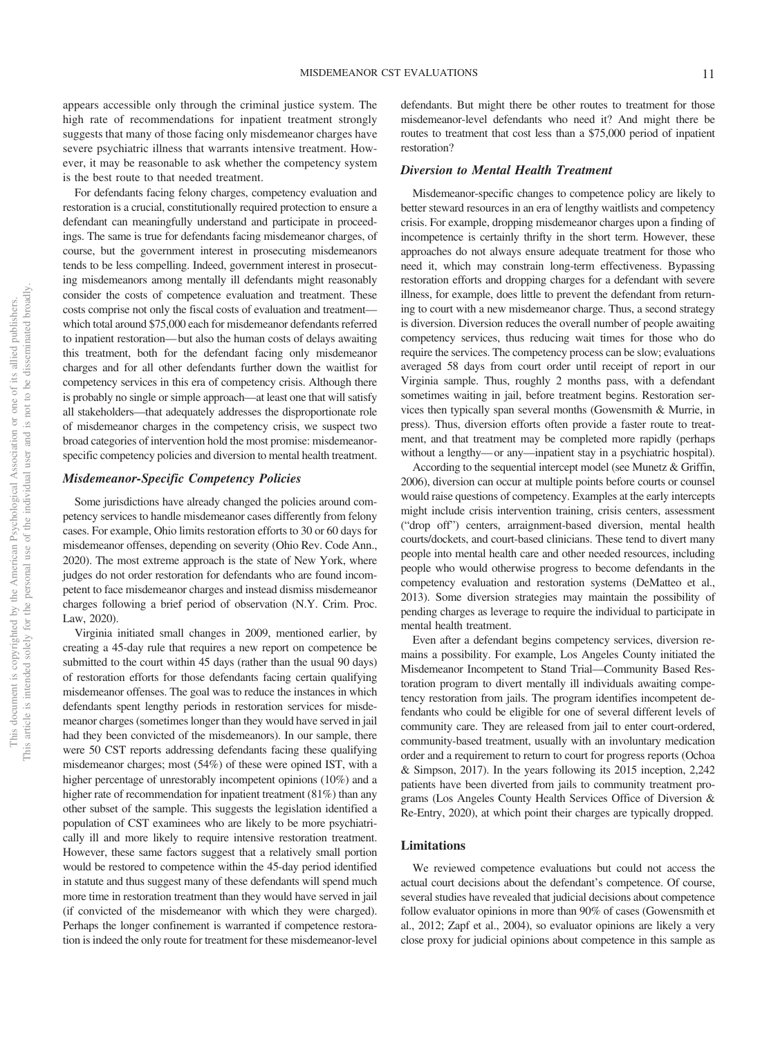appears accessible only through the criminal justice system. The high rate of recommendations for inpatient treatment strongly suggests that many of those facing only misdemeanor charges have severe psychiatric illness that warrants intensive treatment. However, it may be reasonable to ask whether the competency system is the best route to that needed treatment.

For defendants facing felony charges, competency evaluation and restoration is a crucial, constitutionally required protection to ensure a defendant can meaningfully understand and participate in proceedings. The same is true for defendants facing misdemeanor charges, of course, but the government interest in prosecuting misdemeanors tends to be less compelling. Indeed, government interest in prosecuting misdemeanors among mentally ill defendants might reasonably consider the costs of competence evaluation and treatment. These costs comprise not only the fiscal costs of evaluation and treatment—which total around $75,000 each for misdemeanor defendants referred to inpatient restoration—but also the human costs of delays awaiting this treatment, both for the defendant facing only misdemeanor charges and for all other defendants further down the waitlist for competency services in this era of competency crisis. Although there is probably no single or simple approach—at least one that will satisfy all stakeholders—that adequately addresses the disproportionate role of misdemeanor charges in the competency crisis, we suspect two broad categories of intervention hold the most promise: misdemeanor-specific competency policies and diversion to mental health treatment.

### *Misdemeanor-Specific Competency Policies*

Some jurisdictions have already changed the policies around competency services to handle misdemeanor cases differently from felony cases. For example, Ohio limits restoration efforts to 30 or 60 days for misdemeanor offenses, depending on severity (Ohio Rev. Code Ann., 2020). The most extreme approach is the state of New York, where judges do not order restoration for defendants who are found incompetent to face misdemeanor charges and instead dismiss misdemeanor charges following a brief period of observation (N.Y. Crim. Proc. Law, 2020).

Virginia initiated small changes in 2009, mentioned earlier, by creating a 45-day rule that requires a new report on competence be submitted to the court within 45 days (rather than the usual 90 days) of restoration efforts for those defendants facing certain qualifying misdemeanor offenses. The goal was to reduce the instances in which defendants spent lengthy periods in restoration services for misdemeanor charges (sometimes longer than they would have served in jail had they been convicted of the misdemeanors). In our sample, there were 50 CST reports addressing defendants facing these qualifying misdemeanor charges; most (54%) of these were opined IST, with a higher percentage of unrestorably incompetent opinions (10%) and a higher rate of recommendation for inpatient treatment (81%) than any other subset of the sample. This suggests the legislation identified a population of CST examinees who are likely to be more psychiatrically ill and more likely to require intensive restoration treatment. However, these same factors suggest that a relatively small portion would be restored to competence within the 45-day period identified in statute and thus suggest many of these defendants will spend much more time in restoration treatment than they would have served in jail (if convicted of the misdemeanor with which they were charged). Perhaps the longer confinement is warranted if competence restoration is indeed the only route for treatment for these misdemeanor-level defendants. But might there be other routes to treatment for those misdemeanor-level defendants who need it? And might there be routes to treatment that cost less than a $75,000 period of inpatient restoration?

### *Diversion to Mental Health Treatment*

Misdemeanor-specific changes to competence policy are likely to better steward resources in an era of lengthy waitlists and competency crisis. For example, dropping misdemeanor charges upon a finding of incompetence is certainly thrifty in the short term. However, these approaches do not always ensure adequate treatment for those who need it, which may constrain long-term effectiveness. Bypassing restoration efforts and dropping charges for a defendant with severe illness, for example, does little to prevent the defendant from returning to court with a new misdemeanor charge. Thus, a second strategy is diversion. Diversion reduces the overall number of people awaiting competency services, thus reducing wait times for those who do require the services. The competency process can be slow; evaluations averaged 58 days from court order until receipt of report in our Virginia sample. Thus, roughly 2 months pass, with a defendant sometimes waiting in jail, before treatment begins. Restoration services then typically span several months (Gowensmith & Murrie, in press). Thus, diversion efforts often provide a faster route to treatment, and that treatment may be completed more rapidly (perhaps without a lengthy—or any—inpatient stay in a psychiatric hospital).

According to the sequential intercept model (see Munetz & Griffin, 2006), diversion can occur at multiple points before courts or counsel would raise questions of competency. Examples at the early intercepts might include crisis intervention training, crisis centers, assessment ("drop off") centers, arraignment-based diversion, mental health courts/dockets, and court-based clinicians. These tend to divert many people into mental health care and other needed resources, including people who would otherwise progress to become defendants in the competency evaluation and restoration systems (DeMatteo et al., 2013). Some diversion strategies may maintain the possibility of pending charges as leverage to require the individual to participate in mental health treatment.

Even after a defendant begins competency services, diversion remains a possibility. For example, Los Angeles County initiated the Misdemeanor Incompetent to Stand Trial—Community Based Restoration program to divert mentally ill individuals awaiting competency restoration from jails. The program identifies incompetent defendants who could be eligible for one of several different levels of community care. They are released from jail to enter court-ordered, community-based treatment, usually with an involuntary medication order and a requirement to return to court for progress reports (Ochoa & Simpson, 2017). In the years following its 2015 inception, 2,242 patients have been diverted from jails to community treatment programs (Los Angeles County Health Services Office of Diversion & Re-Entry, 2020), at which point their charges are typically dropped.

## Limitations

We reviewed competence evaluations but could not access the actual court decisions about the defendant's competence. Of course, several studies have revealed that judicial decisions about competence follow evaluator opinions in more than 90% of cases (Gowensmith et al., 2012; Zapf et al., 2004), so evaluator opinions are likely a very close proxy for judicial opinions about competence in this sample as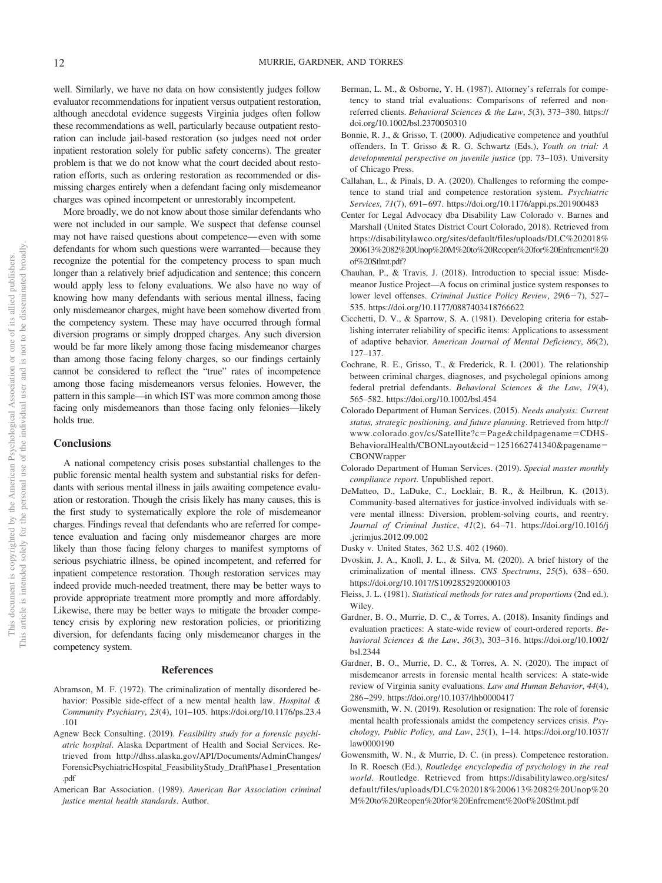well. Similarly, we have no data on how consistently judges follow evaluator recommendations for inpatient versus outpatient restoration, although anecdotal evidence suggests Virginia judges often follow these recommendations as well, particularly because outpatient restoration can include jail-based restoration (so judges need not order inpatient restoration solely for public safety concerns). The greater problem is that we do not know what the court decided about restoration efforts, such as ordering restoration as recommended or dismissing charges entirely when a defendant facing only misdemeanor charges was opined incompetent or unrestorably incompetent.

More broadly, we do not know about those similar defendants who were not included in our sample. We suspect that defense counsel may not have raised questions about competence—even with some defendants for whom such questions were warranted—because they recognize the potential for the competency process to span much longer than a relatively brief adjudication and sentence; this concern would apply less to felony evaluations. We also have no way of knowing how many defendants with serious mental illness, facing only misdemeanor charges, might have been somehow diverted from the competency system. These may have occurred through formal diversion programs or simply dropped charges. Any such diversion would be far more likely among those facing misdemeanor charges than among those facing felony charges, so our findings certainly cannot be considered to reflect the "true" rates of incompetence among those facing misdemeanors versus felonies. However, the pattern in this sample—in which IST was more common among those facing only misdemeanors than those facing only felonies—likely holds true.

## Conclusions

A national competency crisis poses substantial challenges to the public forensic mental health system and substantial risks for defendants with serious mental illness in jails awaiting competence evaluation or restoration. Though the crisis likely has many causes, this is the first study to systematically explore the role of misdemeanor charges. Findings reveal that defendants who are referred for competence evaluation and facing only misdemeanor charges are more likely than those facing felony charges to manifest symptoms of serious psychiatric illness, be opined incompetent, and referred for inpatient competence restoration. Though restoration services may indeed provide much-needed treatment, there may be better ways to provide appropriate treatment more promptly and more affordably. Likewise, there may be better ways to mitigate the broader competency crisis by exploring new restoration policies, or prioritizing diversion, for defendants facing only misdemeanor charges in the competency system.

## References

Abramson, M. F. (1972). The criminalization of mentally disordered behavior: Possible side-effect of a new mental health law. *Hospital & Community Psychiatry*, *23*(4), 101–105. https://doi.org/10.1176/ps.23.4.101

Agnew Beck Consulting. (2019). *Feasibility study for a forensic psychiatric hospital*. Alaska Department of Health and Social Services. Retrieved from http://dhss.alaska.gov/API/Documents/AdminChanges/ForensicPsychiatricHospital_FeasibilityStudy_DraftPhase1_Presentation.pdf

American Bar Association. (1989). *American Bar Association criminal justice mental health standards*. Author.

Berman, L. M., & Osborne, Y. H. (1987). Attorney's referrals for competency to stand trial evaluations: Comparisons of referred and nonreferred clients. *Behavioral Sciences & the Law*, *5*(3), 373–380. https://doi.org/10.1002/bsl.2370050310

Bonnie, R. J., & Grisso, T. (2000). Adjudicative competence and youthful offenders. In T. Grisso & R. G. Schwartz (Eds.), *Youth on trial: A developmental perspective on juvenile justice* (pp. 73–103). University of Chicago Press.

Callahan, L., & Pinals, D. A. (2020). Challenges to reforming the competence to stand trial and competence restoration system. *Psychiatric Services*, *71*(7), 691–697. https://doi.org/10.1176/appi.ps.201900483

Center for Legal Advocacy dba Disability Law Colorado v. Barnes and Marshall (United States District Court Colorado, 2018). Retrieved from https://disabilitylawco.org/sites/default/files/uploads/DLC%202018%200613%2082%20Unop%20M%20to%20Reopen%20for%20Enfrcment%20of%20Stlmt.pdf?

Chauhan, P., & Travis, J. (2018). Introduction to special issue: Misdemeanor Justice Project—A focus on criminal justice system responses to lower level offenses. *Criminal Justice Policy Review*, *29*(6−7), 527–535. https://doi.org/10.1177/0887403418766622

Cicchetti, D. V., & Sparrow, S. A. (1981). Developing criteria for establishing interrater reliability of specific items: Applications to assessment of adaptive behavior. *American Journal of Mental Deficiency*, *86*(2), 127–137.

Cochrane, R. E., Grisso, T., & Frederick, R. I. (2001). The relationship between criminal charges, diagnoses, and psycholegal opinions among federal pretrial defendants. *Behavioral Sciences & the Law*, *19*(4), 565–582. https://doi.org/10.1002/bsl.454

Colorado Department of Human Services. (2015). *Needs analysis: Current status, strategic positioning, and future planning*. Retrieved from http://www.colorado.gov/cs/Satellite?c=Page&childpagename=CDHS-BehavioralHealth/CBONLayout&cid=1251662741340&pagename=CBONWrapper

Colorado Department of Human Services. (2019). *Special master monthly compliance report*. Unpublished report.

DeMatteo, D., LaDuke, C., Locklair, B. R., & Heilbrun, K. (2013). Community-based alternatives for justice-involved individuals with severe mental illness: Diversion, problem-solving courts, and reentry. *Journal of Criminal Justice*, *41*(2), 64–71. https://doi.org/10.1016/j.jcrimjus.2012.09.002

Dusky v. United States, 362 U.S. 402 (1960).

Dvoskin, J. A., Knoll, J. L., & Silva, M. (2020). A brief history of the criminalization of mental illness. *CNS Spectrums*, *25*(5), 638–650. https://doi.org/10.1017/S1092852920000103

Fleiss, J. L. (1981). *Statistical methods for rates and proportions* (2nd ed.). Wiley.

Gardner, B. O., Murrie, D. C., & Torres, A. (2018). Insanity findings and evaluation practices: A state-wide review of court-ordered reports. *Behavioral Sciences & the Law*, *36*(3), 303–316. https://doi.org/10.1002/bsl.2344

Gardner, B. O., Murrie, D. C., & Torres, A. N. (2020). The impact of misdemeanor arrests in forensic mental health services: A state-wide review of Virginia sanity evaluations. *Law and Human Behavior*, *44*(4), 286–299. https://doi.org/10.1037/lhb0000417

Gowensmith, W. N. (2019). Resolution or resignation: The role of forensic mental health professionals amidst the competency services crisis. *Psychology, Public Policy, and Law*, *25*(1), 1–14. https://doi.org/10.1037/law0000190

Gowensmith, W. N., & Murrie, D. C. (in press). Competence restoration. In R. Roesch (Ed.), *Routledge encyclopedia of psychology in the real world*. Routledge. Retrieved from https://disabilitylawco.org/sites/default/files/uploads/DLC%202018%200613%2082%20Unop%20M%20to%20Reopen%20for%20Enfrcment%20of%20Stlmt.pdf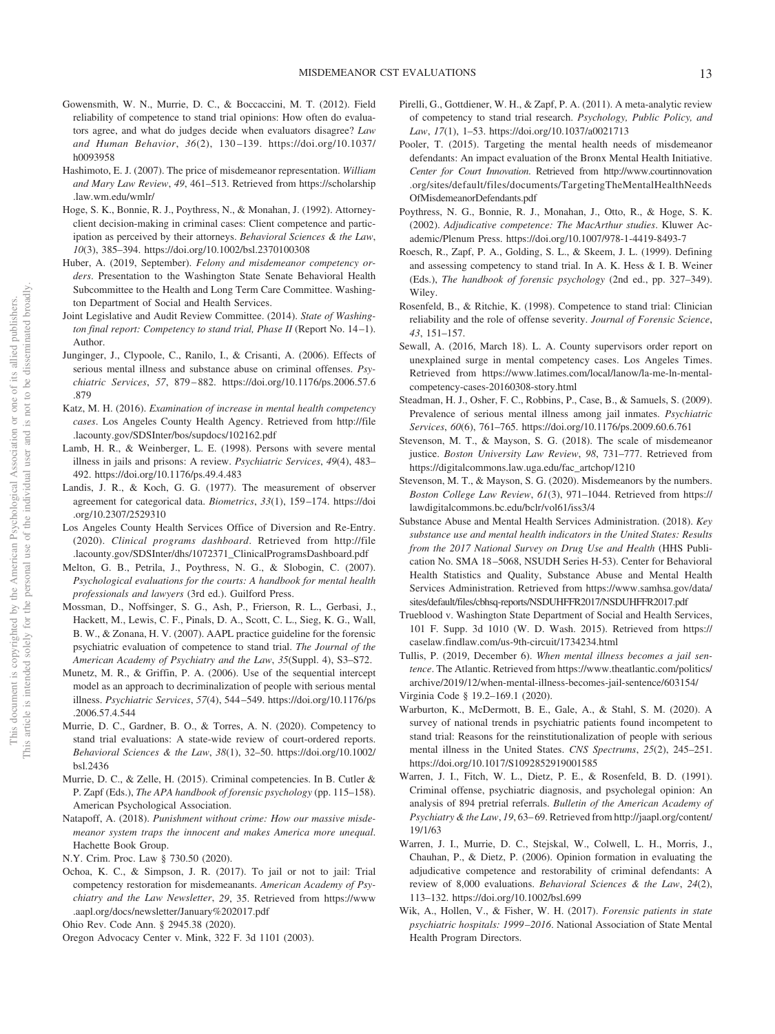Gowensmith, W. N., Murrie, D. C., & Boccaccini, M. T. (2012). Field reliability of competence to stand trial opinions: How often do evaluators agree, and what do judges decide when evaluators disagree? *Law and Human Behavior*, *36*(2), 130–139. https://doi.org/10.1037/h0093958

Hashimoto, E. J. (2007). The price of misdemeanor representation. *William and Mary Law Review*, *49*, 461–513. Retrieved from https://scholarship.law.wm.edu/wmlr/

Hoge, S. K., Bonnie, R. J., Poythress, N., & Monahan, J. (1992). Attorney-client decision-making in criminal cases: Client competence and participation as perceived by their attorneys. *Behavioral Sciences & the Law*, *10*(3), 385–394. https://doi.org/10.1002/bsl.2370100308

Huber, A. (2019, September). *Felony and misdemeanor competency orders*. Presentation to the Washington State Senate Behavioral Health Subcommittee to the Health and Long Term Care Committee. Washington Department of Social and Health Services.

Joint Legislative and Audit Review Committee. (2014). *State of Washington final report: Competency to stand trial, Phase II* (Report No. 14–1). Author.

Junginger, J., Clypoole, C., Ranilo, I., & Crisanti, A. (2006). Effects of serious mental illness and substance abuse on criminal offenses. *Psychiatric Services*, *57*, 879–882. https://doi.org/10.1176/ps.2006.57.6.879

Katz, M. H. (2016). *Examination of increase in mental health competency cases*. Los Angeles County Health Agency. Retrieved from http://file.lacounty.gov/SDSInter/bos/supdocs/102162.pdf

Lamb, H. R., & Weinberger, L. E. (1998). Persons with severe mental illness in jails and prisons: A review. *Psychiatric Services*, *49*(4), 483–492. https://doi.org/10.1176/ps.49.4.483

Landis, J. R., & Koch, G. G. (1977). The measurement of observer agreement for categorical data. *Biometrics*, *33*(1), 159–174. https://doi.org/10.2307/2529310

Los Angeles County Health Services Office of Diversion and Re-Entry. (2020). *Clinical programs dashboard*. Retrieved from http://file.lacounty.gov/SDSInter/dhs/1072371_ClinicalProgramsDashboard.pdf

Melton, G. B., Petrila, J., Poythress, N. G., & Slobogin, C. (2007). *Psychological evaluations for the courts: A handbook for mental health professionals and lawyers* (3rd ed.). Guilford Press.

Mossman, D., Noffsinger, S. G., Ash, P., Frierson, R. L., Gerbasi, J., Hackett, M., Lewis, C. F., Pinals, D. A., Scott, C. L., Sieg, K. G., Wall, B. W., & Zonana, H. V. (2007). AAPL practice guideline for the forensic psychiatric evaluation of competence to stand trial. *The Journal of the American Academy of Psychiatry and the Law*, *35*(Suppl. 4), S3–S72.

Munetz, M. R., & Griffin, P. A. (2006). Use of the sequential intercept model as an approach to decriminalization of people with serious mental illness. *Psychiatric Services*, *57*(4), 544–549. https://doi.org/10.1176/ps.2006.57.4.544

Murrie, D. C., Gardner, B. O., & Torres, A. N. (2020). Competency to stand trial evaluations: A state-wide review of court-ordered reports. *Behavioral Sciences & the Law*, *38*(1), 32–50. https://doi.org/10.1002/bsl.2436

Murrie, D. C., & Zelle, H. (2015). Criminal competencies. In B. Cutler & P. Zapf (Eds.), *The APA handbook of forensic psychology* (pp. 115–158). American Psychological Association.

Natapoff, A. (2018). *Punishment without crime: How our massive misdemeanor system traps the innocent and makes America more unequal*. Hachette Book Group.

N.Y. Crim. Proc. Law § 730.50 (2020).

Ochoa, K. C., & Simpson, J. R. (2017). To jail or not to jail: Trial competency restoration for misdemeanants. *American Academy of Psychiatry and the Law Newsletter*, *29*, 35. Retrieved from https://www.aapl.org/docs/newsletter/January%202017.pdf

Ohio Rev. Code Ann. § 2945.38 (2020).

Oregon Advocacy Center v. Mink, 322 F. 3d 1101 (2003).

Pirelli, G., Gottdiener, W. H., & Zapf, P. A. (2011). A meta-analytic review of competency to stand trial research. *Psychology, Public Policy, and Law*, *17*(1), 1–53. https://doi.org/10.1037/a0021713

Pooler, T. (2015). Targeting the mental health needs of misdemeanor defendants: An impact evaluation of the Bronx Mental Health Initiative. *Center for Court Innovation.* Retrieved from http://www.courtinnovation.org/sites/default/files/documents/TargetingTheMentalHealthNeedsOfMisdemeanorDefendants.pdf

Poythress, N. G., Bonnie, R. J., Monahan, J., Otto, R., & Hoge, S. K. (2002). *Adjudicative competence: The MacArthur studies*. Kluwer Academic/Plenum Press. https://doi.org/10.1007/978-1-4419-8493-7

Roesch, R., Zapf, P. A., Golding, S. L., & Skeem, J. L. (1999). Defining and assessing competency to stand trial. In A. K. Hess & I. B. Weiner (Eds.), *The handbook of forensic psychology* (2nd ed., pp. 327–349). Wiley.

Rosenfeld, B., & Ritchie, K. (1998). Competence to stand trial: Clinician reliability and the role of offense severity. *Journal of Forensic Science*, *43*, 151–157.

Sewall, A. (2016, March 18). L. A. County supervisors order report on unexplained surge in mental competency cases. Los Angeles Times. Retrieved from https://www.latimes.com/local/lanow/la-me-ln-mental-competency-cases-20160308-story.html

Steadman, H. J., Osher, F. C., Robbins, P., Case, B., & Samuels, S. (2009). Prevalence of serious mental illness among jail inmates. *Psychiatric Services*, *60*(6), 761–765. https://doi.org/10.1176/ps.2009.60.6.761

Stevenson, M. T., & Mayson, S. G. (2018). The scale of misdemeanor justice. *Boston University Law Review*, *98*, 731–777. Retrieved from https://digitalcommons.law.uga.edu/fac_artchop/1210

Stevenson, M. T., & Mayson, S. G. (2020). Misdemeanors by the numbers. *Boston College Law Review*, *61*(3), 971–1044. Retrieved from https://lawdigitalcommons.bc.edu/bclr/vol61/iss3/4

Substance Abuse and Mental Health Services Administration. (2018). *Key substance use and mental health indicators in the United States: Results from the 2017 National Survey on Drug Use and Health* (HHS Publication No. SMA 18–5068, NSUDH Series H-53). Center for Behavioral Health Statistics and Quality, Substance Abuse and Mental Health Services Administration. Retrieved from https://www.samhsa.gov/data/sites/default/files/cbhsq-reports/NSDUHFFR2017/NSDUHFFR2017.pdf

Trueblood v. Washington State Department of Social and Health Services, 101 F. Supp. 3d 1010 (W. D. Wash. 2015). Retrieved from https://caselaw.findlaw.com/us-9th-circuit/1734234.html

Tullis, P. (2019, December 6). *When mental illness becomes a jail sentence*. The Atlantic. Retrieved from https://www.theatlantic.com/politics/archive/2019/12/when-mental-illness-becomes-jail-sentence/603154/

Virginia Code § 19.2–169.1 (2020).

Warburton, K., McDermott, B. E., Gale, A., & Stahl, S. M. (2020). A survey of national trends in psychiatric patients found incompetent to stand trial: Reasons for the reinstitutionalization of people with serious mental illness in the United States. *CNS Spectrums*, *25*(2), 245–251. https://doi.org/10.1017/S1092852919001585

Warren, J. I., Fitch, W. L., Dietz, P. E., & Rosenfeld, B. D. (1991). Criminal offense, psychiatric diagnosis, and psycholegal opinion: An analysis of 894 pretrial referrals. *Bulletin of the American Academy of Psychiatry & the Law*, *19*, 63–69. Retrieved from http://jaapl.org/content/19/1/63

Warren, J. I., Murrie, D. C., Stejskal, W., Colwell, L. H., Morris, J., Chauhan, P., & Dietz, P. (2006). Opinion formation in evaluating the adjudicative competence and restorability of criminal defendants: A review of 8,000 evaluations. *Behavioral Sciences & the Law*, *24*(2), 113–132. https://doi.org/10.1002/bsl.699

Wik, A., Hollen, V., & Fisher, W. H. (2017). *Forensic patients in state psychiatric hospitals: 1999–2016*. National Association of State Mental Health Program Directors.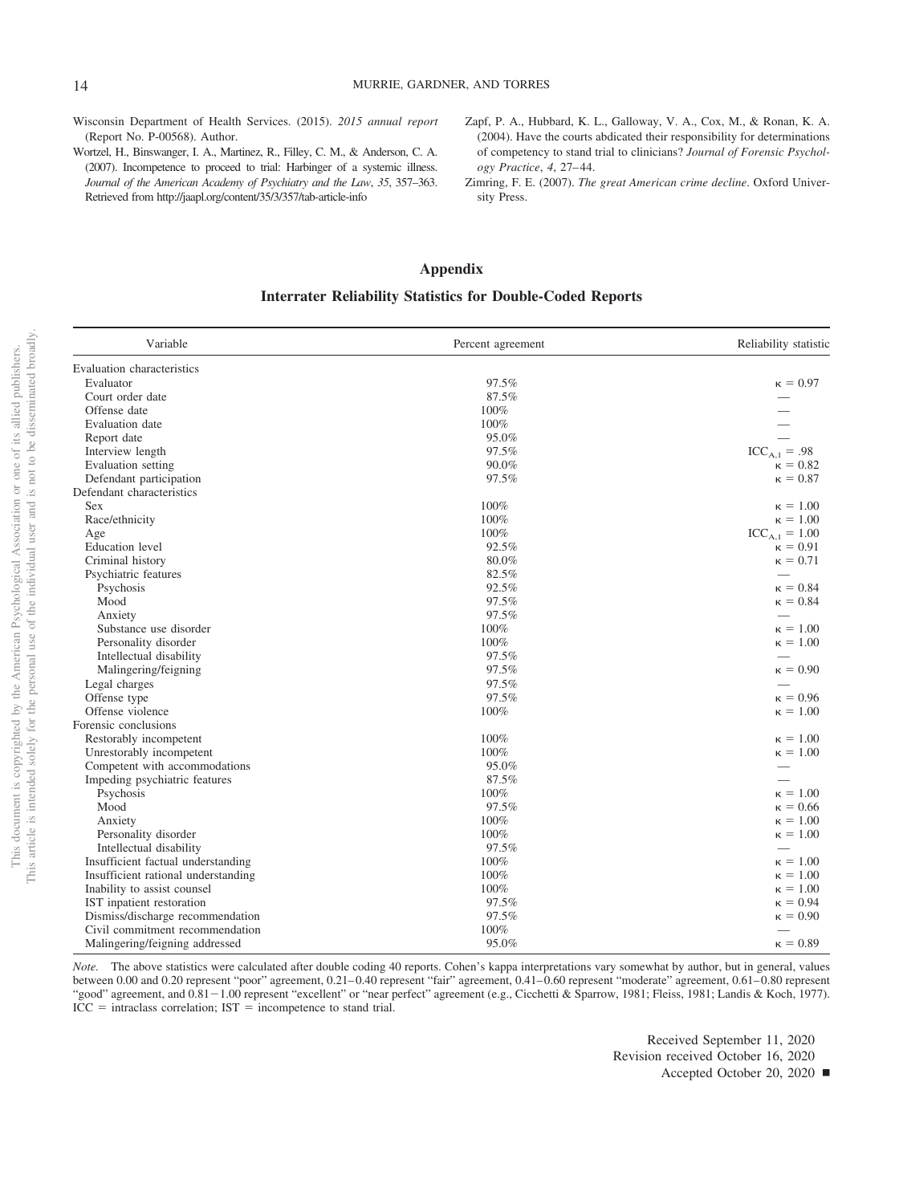Wisconsin Department of Health Services. (2015). *2015 annual report* (Report No. P-00568). Author.

Wortzel, H., Binswanger, I. A., Martinez, R., Filley, C. M., & Anderson, C. A. (2007). Incompetence to proceed to trial: Harbinger of a systemic illness. *Journal of the American Academy of Psychiatry and the Law*, *35*, 357–363. Retrieved from http://jaapl.org/content/35/3/357/tab-article-info

Zapf, P. A., Hubbard, K. L., Galloway, V. A., Cox, M., & Ronan, K. A. (2004). Have the courts abdicated their responsibility for determinations of competency to stand trial to clinicians? *Journal of Forensic Psychology Practice*, *4*, 27–44.

Zimring, F. E. (2007). *The great American crime decline*. Oxford University Press.

## Appendix

### Interrater Reliability Statistics for Double-Coded Reports

| Variable | Percent agreement | Reliability statistic |
|---|---|---|
| Evaluation characteristics | | |
| Evaluator | 97.5% | $\kappa = 0.97$ |
| Court order date | 87.5% | — |
| Offense date | 100% | — |
| Evaluation date | 100% | — |
| Report date | 95.0% | — |
| Interview length | 97.5% | $ICC_{A,1} = .98$ |
| Evaluation setting | 90.0% | $\kappa = 0.82$ |
| Defendant participation | 97.5% | $\kappa = 0.87$ |
| Defendant characteristics | | |
| Sex | 100% | $\kappa = 1.00$ |
| Race/ethnicity | 100% | $\kappa = 1.00$ |
| Age | 100% | $ICC_{A,1} = 1.00$ |
| Education level | 92.5% | $\kappa = 0.91$ |
| Criminal history | 80.0% | $\kappa = 0.71$ |
| Psychiatric features | 82.5% | — |
| Psychosis | 92.5% | $\kappa = 0.84$ |
| Mood | 97.5% | $\kappa = 0.84$ |
| Anxiety | 97.5% | — |
| Substance use disorder | 100% | $\kappa = 1.00$ |
| Personality disorder | 100% | $\kappa = 1.00$ |
| Intellectual disability | 97.5% | — |
| Malingering/feigning | 97.5% | $\kappa = 0.90$ |
| Legal charges | 97.5% | — |
| Offense type | 97.5% | $\kappa = 0.96$ |
| Offense violence | 100% | $\kappa = 1.00$ |
| Forensic conclusions | | |
| Restorably incompetent | 100% | $\kappa = 1.00$ |
| Unrestorably incompetent | 100% | $\kappa = 1.00$ |
| Competent with accommodations | 95.0% | — |
| Impeding psychiatric features | 87.5% | — |
| Psychosis | 100% | $\kappa = 1.00$ |
| Mood | 97.5% | $\kappa = 0.66$ |
| Anxiety | 100% | $\kappa = 1.00$ |
| Personality disorder | 100% | $\kappa = 1.00$ |
| Intellectual disability | 97.5% | — |
| Insufficient factual understanding | 100% | $\kappa = 1.00$ |
| Insufficient rational understanding | 100% | $\kappa = 1.00$ |
| Inability to assist counsel | 100% | $\kappa = 1.00$ |
| IST inpatient restoration | 97.5% | $\kappa = 0.94$ |
| Dismiss/discharge recommendation | 97.5% | $\kappa = 0.90$ |
| Civil commitment recommendation | 100% | — |
| Malingering/feigning addressed | 95.0% | $\kappa = 0.89$ |

*Note.* The above statistics were calculated after double coding 40 reports. Cohen's kappa interpretations vary somewhat by author, but in general, values between 0.00 and 0.20 represent "poor" agreement, 0.21–0.40 represent "fair" agreement, 0.41–0.60 represent "moderate" agreement, 0.61–0.80 represent "good" agreement, and 0.81−1.00 represent "excellent" or "near perfect" agreement (e.g., Cicchetti & Sparrow, 1981; Fleiss, 1981; Landis & Koch, 1977). ICC = intraclass correlation; IST = incompetence to stand trial.

Received September 11, 2020
Revision received October 16, 2020
Accepted October 20, 2020 ■